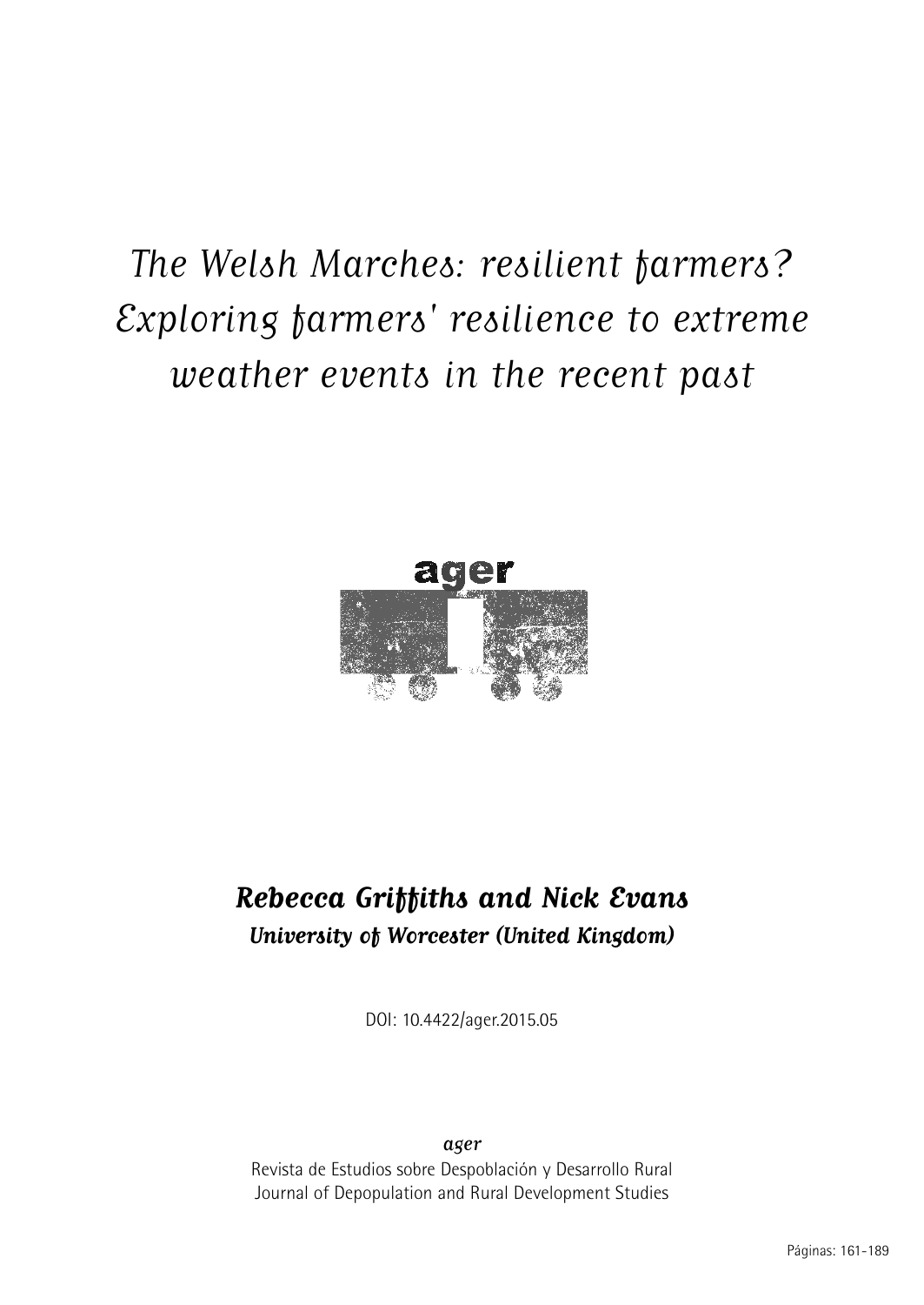# The Welsh Marches: resilient farmers? Exploring farmers' resilience to extreme weather events in the recent past

**Rebecca Griffiths and Nick Evans**

***University of Worcester (United Kingdom)***

DOI: 10.4422/ager.2015.05

*ager*

Revista de Estudios sobre Despoblación y Desarrollo Rural

Journal of Depopulation and Rural Development Studies

Páginas: 161-189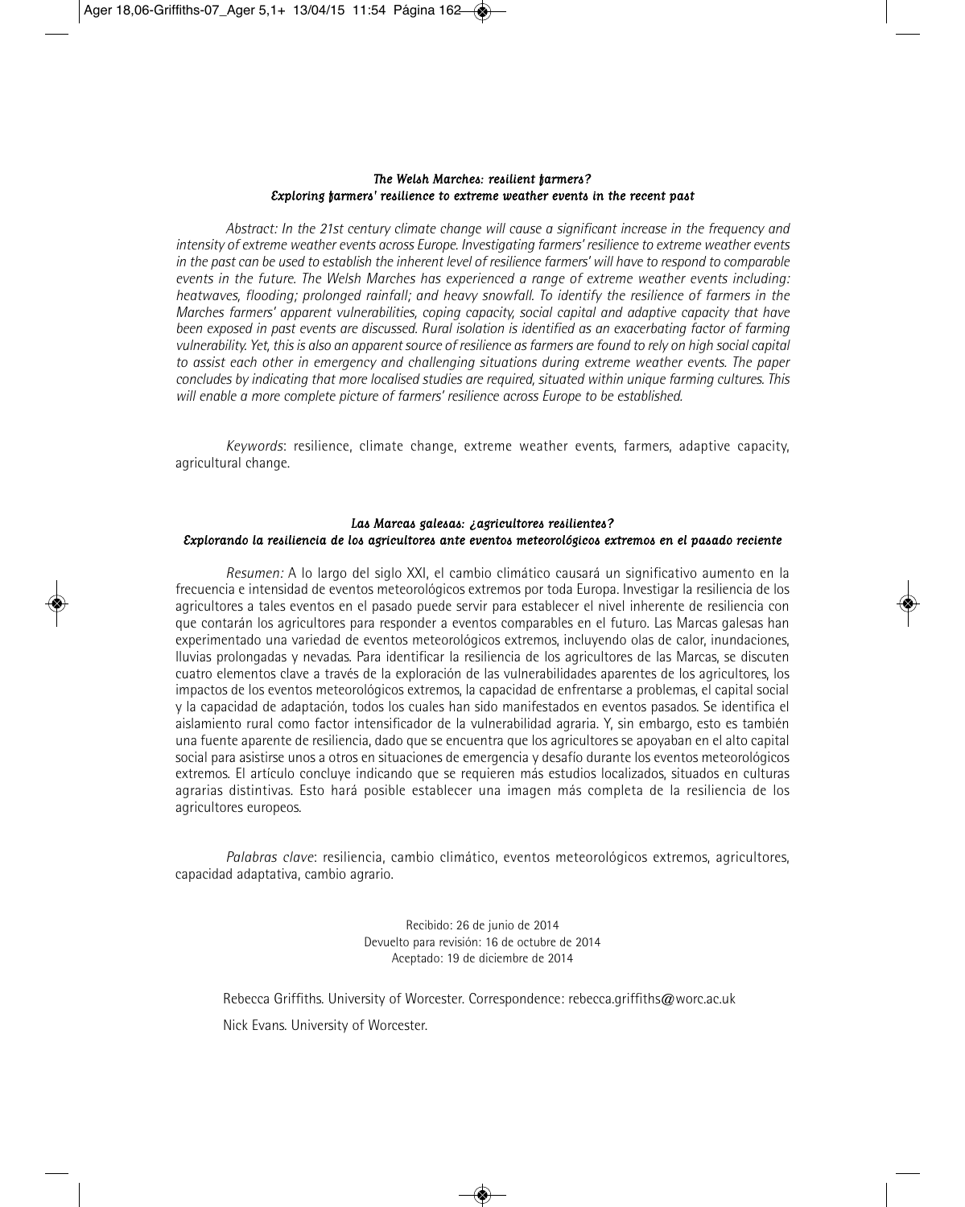### *The Welsh Marches: resilient farmers?*
### *Exploring farmers' resilience to extreme weather events in the recent past*

*Abstract: In the 21st century climate change will cause a significant increase in the frequency and intensity of extreme weather events across Europe. Investigating farmers' resilience to extreme weather events in the past can be used to establish the inherent level of resilience farmers' will have to respond to comparable events in the future. The Welsh Marches has experienced a range of extreme weather events including: heatwaves, flooding; prolonged rainfall; and heavy snowfall. To identify the resilience of farmers in the Marches farmers' apparent vulnerabilities, coping capacity, social capital and adaptive capacity that have been exposed in past events are discussed. Rural isolation is identified as an exacerbating factor of farming vulnerability. Yet, this is also an apparent source of resilience as farmers are found to rely on high social capital to assist each other in emergency and challenging situations during extreme weather events. The paper concludes by indicating that more localised studies are required, situated within unique farming cultures. This will enable a more complete picture of farmers' resilience across Europe to be established.*

*Keywords*: resilience, climate change, extreme weather events, farmers, adaptive capacity, agricultural change.

### *Las Marcas galesas: ¿agricultores resilientes?*
### *Explorando la resiliencia de los agricultores ante eventos meteorológicos extremos en el pasado reciente*

*Resumen:* A lo largo del siglo XXI, el cambio climático causará un significativo aumento en la frecuencia e intensidad de eventos meteorológicos extremos por toda Europa. Investigar la resiliencia de los agricultores a tales eventos en el pasado puede servir para establecer el nivel inherente de resiliencia con que contarán los agricultores para responder a eventos comparables en el futuro. Las Marcas galesas han experimentado una variedad de eventos meteorológicos extremos, incluyendo olas de calor, inundaciones, lluvias prolongadas y nevadas. Para identificar la resiliencia de los agricultores de las Marcas, se discuten cuatro elementos clave a través de la exploración de las vulnerabilidades aparentes de los agricultores, los impactos de los eventos meteorológicos extremos, la capacidad de enfrentarse a problemas, el capital social y la capacidad de adaptación, todos los cuales han sido manifestados en eventos pasados. Se identifica el aislamiento rural como factor intensificador de la vulnerabilidad agraria. Y, sin embargo, esto es también una fuente aparente de resiliencia, dado que se encuentra que los agricultores se apoyaban en el alto capital social para asistirse unos a otros en situaciones de emergencia y desafío durante los eventos meteorológicos extremos. El artículo concluye indicando que se requieren más estudios localizados, situados en culturas agrarias distintivas. Esto hará posible establecer una imagen más completa de la resiliencia de los agricultores europeos.

*Palabras clave*: resiliencia, cambio climático, eventos meteorológicos extremos, agricultores, capacidad adaptativa, cambio agrario.

Recibido: 26 de junio de 2014
Devuelto para revisión: 16 de octubre de 2014
Aceptado: 19 de diciembre de 2014

Rebecca Griffiths. University of Worcester. Correspondence: rebecca.griffiths@worc.ac.uk

Nick Evans. University of Worcester.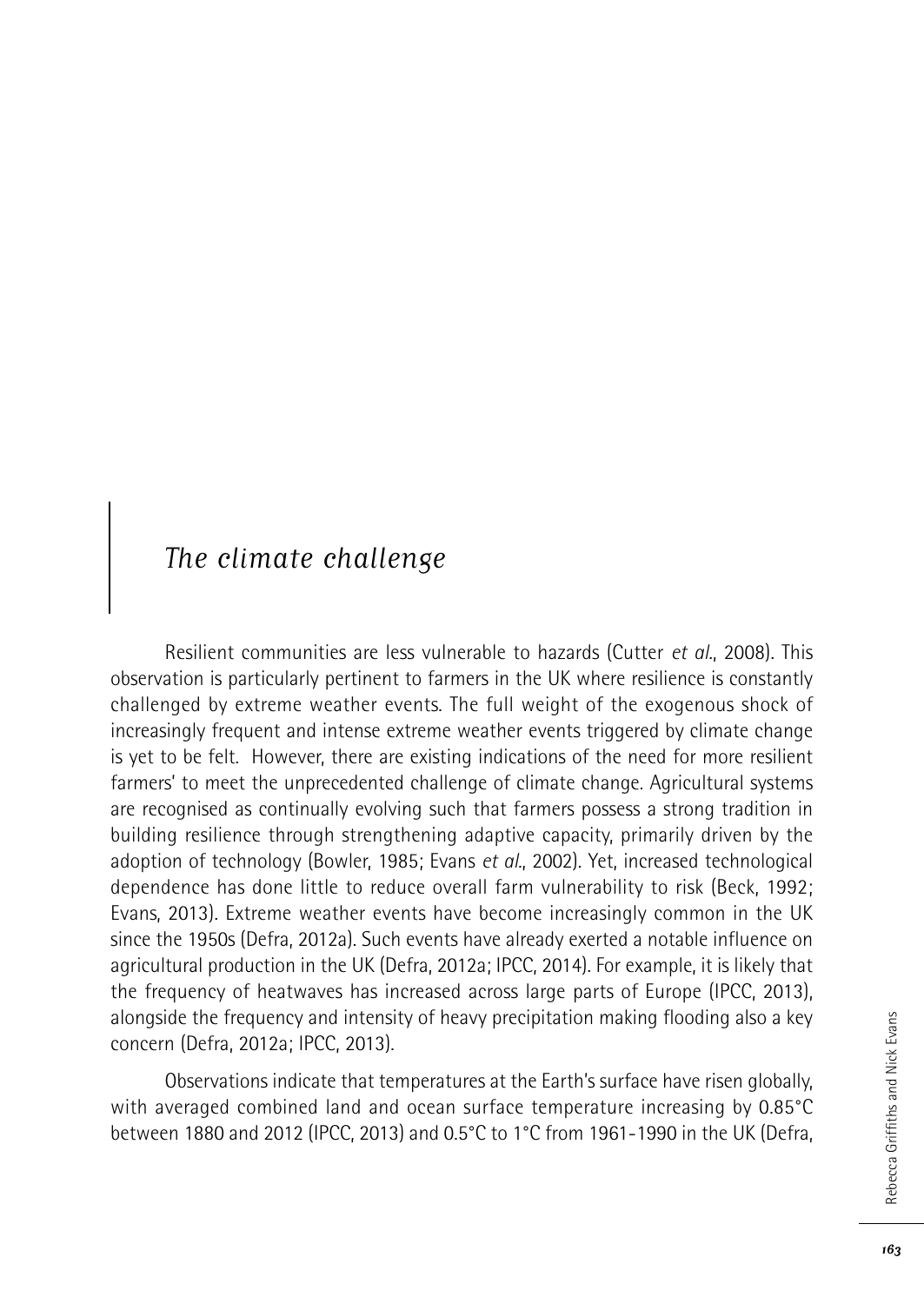## *The climate challenge*

Resilient communities are less vulnerable to hazards (Cutter *et al.*, 2008). This observation is particularly pertinent to farmers in the UK where resilience is constantly challenged by extreme weather events. The full weight of the exogenous shock of increasingly frequent and intense extreme weather events triggered by climate change is yet to be felt. However, there are existing indications of the need for more resilient farmers' to meet the unprecedented challenge of climate change. Agricultural systems are recognised as continually evolving such that farmers possess a strong tradition in building resilience through strengthening adaptive capacity, primarily driven by the adoption of technology (Bowler, 1985; Evans *et al.*, 2002). Yet, increased technological dependence has done little to reduce overall farm vulnerability to risk (Beck, 1992; Evans, 2013). Extreme weather events have become increasingly common in the UK since the 1950s (Defra, 2012a). Such events have already exerted a notable influence on agricultural production in the UK (Defra, 2012a; IPCC, 2014). For example, it is likely that the frequency of heatwaves has increased across large parts of Europe (IPCC, 2013), alongside the frequency and intensity of heavy precipitation making flooding also a key concern (Defra, 2012a; IPCC, 2013).

Observations indicate that temperatures at the Earth's surface have risen globally, with averaged combined land and ocean surface temperature increasing by 0.85°C between 1880 and 2012 (IPCC, 2013) and 0.5°C to 1°C from 1961-1990 in the UK (Defra,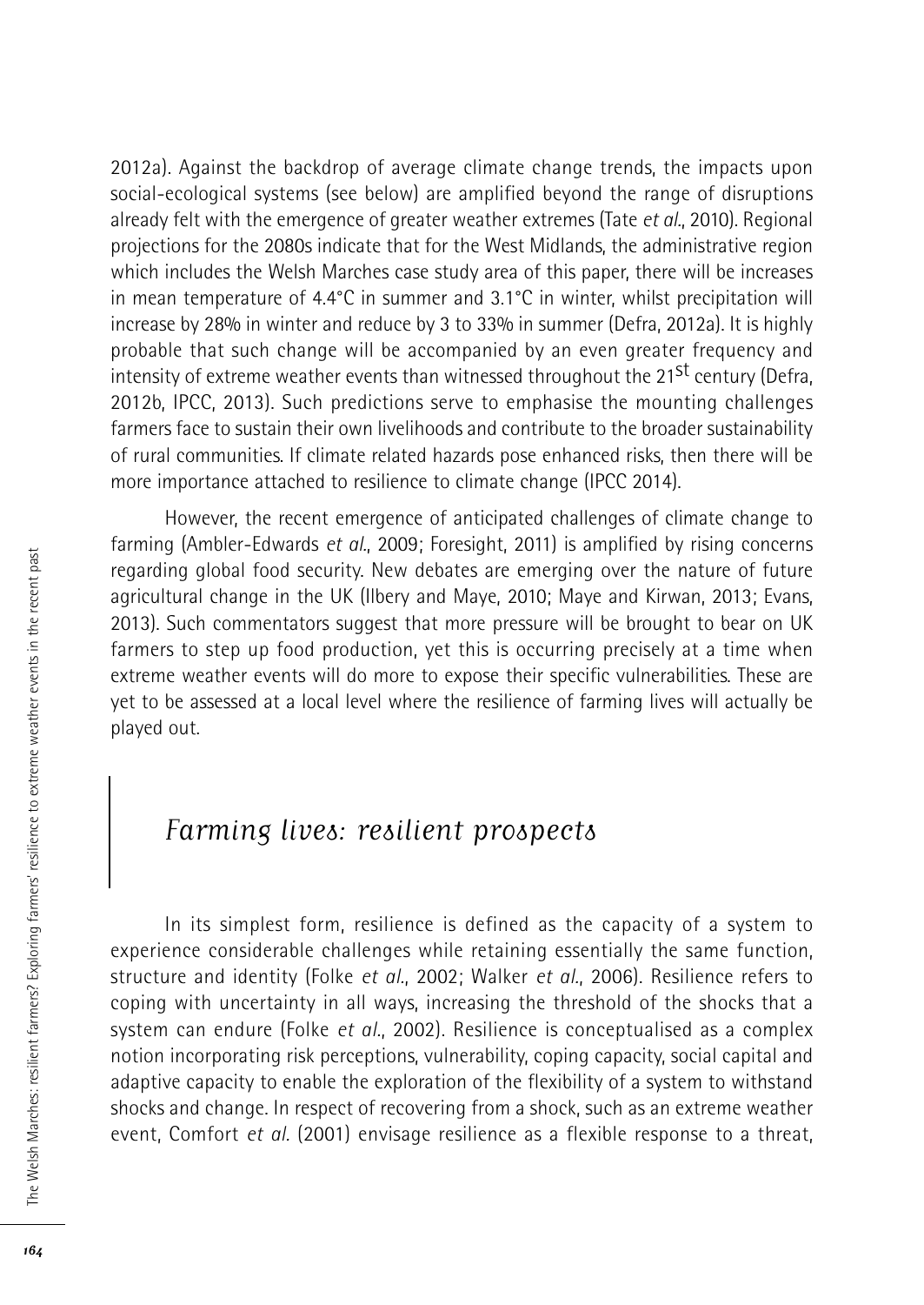2012a). Against the backdrop of average climate change trends, the impacts upon social-ecological systems (see below) are amplified beyond the range of disruptions already felt with the emergence of greater weather extremes (Tate *et al*., 2010). Regional projections for the 2080s indicate that for the West Midlands, the administrative region which includes the Welsh Marches case study area of this paper, there will be increases in mean temperature of 4.4°C in summer and 3.1°C in winter, whilst precipitation will increase by 28% in winter and reduce by 3 to 33% in summer (Defra, 2012a). It is highly probable that such change will be accompanied by an even greater frequency and intensity of extreme weather events than witnessed throughout the 21st century (Defra, 2012b, IPCC, 2013). Such predictions serve to emphasise the mounting challenges farmers face to sustain their own livelihoods and contribute to the broader sustainability of rural communities. If climate related hazards pose enhanced risks, then there will be more importance attached to resilience to climate change (IPCC 2014).

However, the recent emergence of anticipated challenges of climate change to farming (Ambler-Edwards *et al*., 2009; Foresight, 2011) is amplified by rising concerns regarding global food security. New debates are emerging over the nature of future agricultural change in the UK (Ilbery and Maye, 2010; Maye and Kirwan, 2013; Evans, 2013). Such commentators suggest that more pressure will be brought to bear on UK farmers to step up food production, yet this is occurring precisely at a time when extreme weather events will do more to expose their specific vulnerabilities. These are yet to be assessed at a local level where the resilience of farming lives will actually be played out.

## *Farming lives: resilient prospects*

In its simplest form, resilience is defined as the capacity of a system to experience considerable challenges while retaining essentially the same function, structure and identity (Folke *et al*., 2002; Walker *et al*., 2006). Resilience refers to coping with uncertainty in all ways, increasing the threshold of the shocks that a system can endure (Folke *et al*., 2002). Resilience is conceptualised as a complex notion incorporating risk perceptions, vulnerability, coping capacity, social capital and adaptive capacity to enable the exploration of the flexibility of a system to withstand shocks and change. In respect of recovering from a shock, such as an extreme weather event, Comfort *et al*. (2001) envisage resilience as a flexible response to a threat,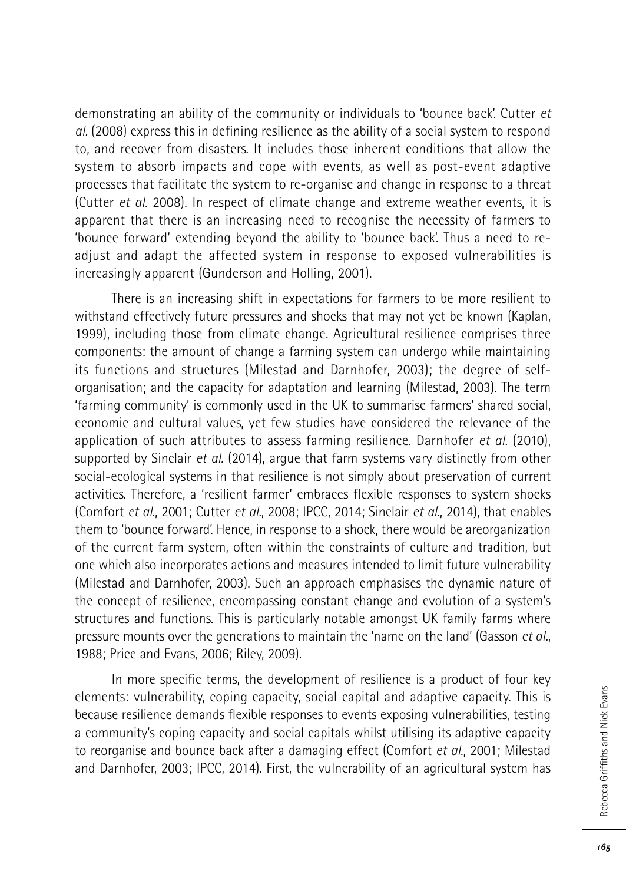demonstrating an ability of the community or individuals to 'bounce back'. Cutter *et al.* (2008) express this in defining resilience as the ability of a social system to respond to, and recover from disasters. It includes those inherent conditions that allow the system to absorb impacts and cope with events, as well as post-event adaptive processes that facilitate the system to re-organise and change in response to a threat (Cutter *et al.* 2008). In respect of climate change and extreme weather events, it is apparent that there is an increasing need to recognise the necessity of farmers to 'bounce forward' extending beyond the ability to 'bounce back'. Thus a need to re-adjust and adapt the affected system in response to exposed vulnerabilities is increasingly apparent (Gunderson and Holling, 2001).

There is an increasing shift in expectations for farmers to be more resilient to withstand effectively future pressures and shocks that may not yet be known (Kaplan, 1999), including those from climate change. Agricultural resilience comprises three components: the amount of change a farming system can undergo while maintaining its functions and structures (Milestad and Darnhofer, 2003); the degree of self-organisation; and the capacity for adaptation and learning (Milestad, 2003). The term 'farming community' is commonly used in the UK to summarise farmers' shared social, economic and cultural values, yet few studies have considered the relevance of the application of such attributes to assess farming resilience. Darnhofer *et al.* (2010), supported by Sinclair *et al.* (2014), argue that farm systems vary distinctly from other social-ecological systems in that resilience is not simply about preservation of current activities. Therefore, a 'resilient farmer' embraces flexible responses to system shocks (Comfort *et al.*, 2001; Cutter *et al.*, 2008; IPCC, 2014; Sinclair *et al.*, 2014), that enables them to 'bounce forward'. Hence, in response to a shock, there would be areorganization of the current farm system, often within the constraints of culture and tradition, but one which also incorporates actions and measures intended to limit future vulnerability (Milestad and Darnhofer, 2003). Such an approach emphasises the dynamic nature of the concept of resilience, encompassing constant change and evolution of a system's structures and functions. This is particularly notable amongst UK family farms where pressure mounts over the generations to maintain the 'name on the land' (Gasson *et al.*, 1988; Price and Evans, 2006; Riley, 2009).

In more specific terms, the development of resilience is a product of four key elements: vulnerability, coping capacity, social capital and adaptive capacity. This is because resilience demands flexible responses to events exposing vulnerabilities, testing a community's coping capacity and social capitals whilst utilising its adaptive capacity to reorganise and bounce back after a damaging effect (Comfort *et al.*, 2001; Milestad and Darnhofer, 2003; IPCC, 2014). First, the vulnerability of an agricultural system has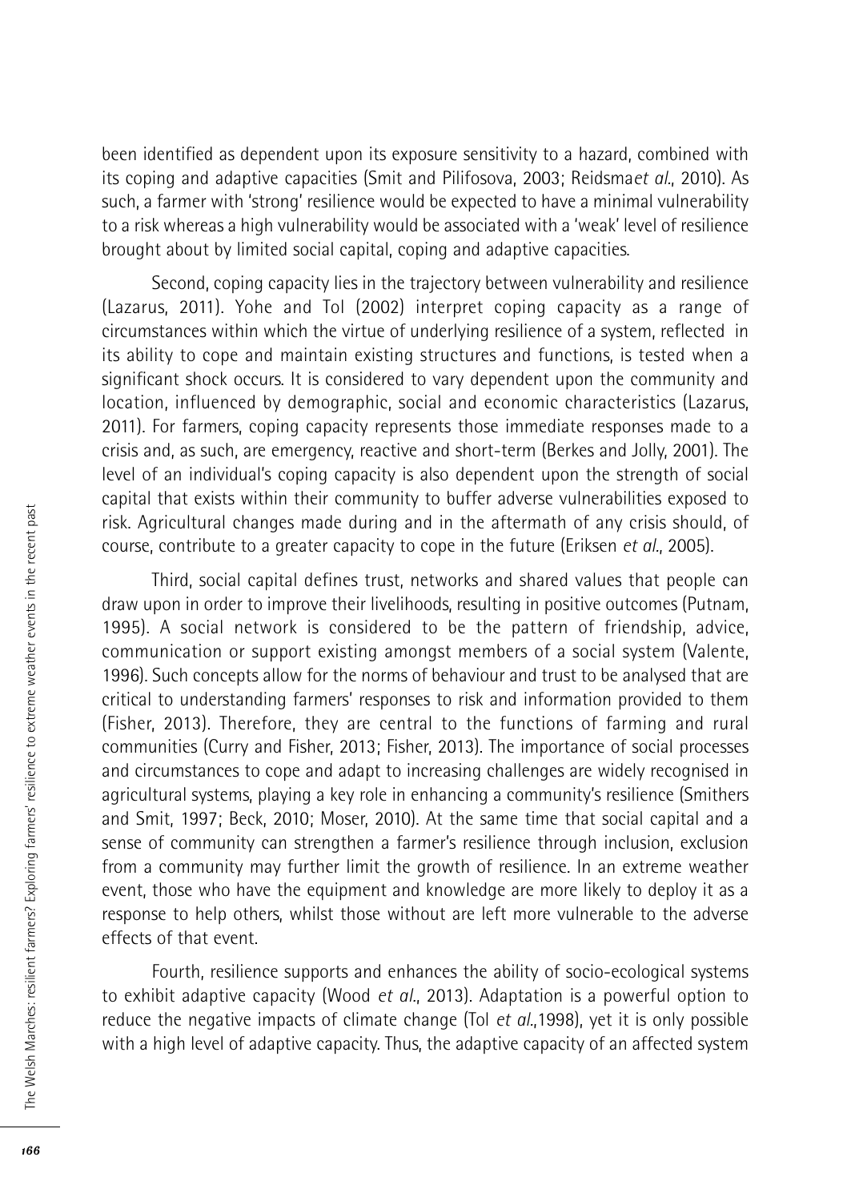been identified as dependent upon its exposure sensitivity to a hazard, combined with its coping and adaptive capacities (Smit and Pilifosova, 2003; Reidsma*et al*., 2010). As such, a farmer with 'strong' resilience would be expected to have a minimal vulnerability to a risk whereas a high vulnerability would be associated with a 'weak' level of resilience brought about by limited social capital, coping and adaptive capacities.

Second, coping capacity lies in the trajectory between vulnerability and resilience (Lazarus, 2011). Yohe and Tol (2002) interpret coping capacity as a range of circumstances within which the virtue of underlying resilience of a system, reflected in its ability to cope and maintain existing structures and functions, is tested when a significant shock occurs. It is considered to vary dependent upon the community and location, influenced by demographic, social and economic characteristics (Lazarus, 2011). For farmers, coping capacity represents those immediate responses made to a crisis and, as such, are emergency, reactive and short-term (Berkes and Jolly, 2001). The level of an individual's coping capacity is also dependent upon the strength of social capital that exists within their community to buffer adverse vulnerabilities exposed to risk. Agricultural changes made during and in the aftermath of any crisis should, of course, contribute to a greater capacity to cope in the future (Eriksen *et al*., 2005).

Third, social capital defines trust, networks and shared values that people can draw upon in order to improve their livelihoods, resulting in positive outcomes (Putnam, 1995). A social network is considered to be the pattern of friendship, advice, communication or support existing amongst members of a social system (Valente, 1996). Such concepts allow for the norms of behaviour and trust to be analysed that are critical to understanding farmers' responses to risk and information provided to them (Fisher, 2013). Therefore, they are central to the functions of farming and rural communities (Curry and Fisher, 2013; Fisher, 2013). The importance of social processes and circumstances to cope and adapt to increasing challenges are widely recognised in agricultural systems, playing a key role in enhancing a community's resilience (Smithers and Smit, 1997; Beck, 2010; Moser, 2010). At the same time that social capital and a sense of community can strengthen a farmer's resilience through inclusion, exclusion from a community may further limit the growth of resilience. In an extreme weather event, those who have the equipment and knowledge are more likely to deploy it as a response to help others, whilst those without are left more vulnerable to the adverse effects of that event.

Fourth, resilience supports and enhances the ability of socio-ecological systems to exhibit adaptive capacity (Wood *et al*., 2013). Adaptation is a powerful option to reduce the negative impacts of climate change (Tol *et al*.,1998), yet it is only possible with a high level of adaptive capacity. Thus, the adaptive capacity of an affected system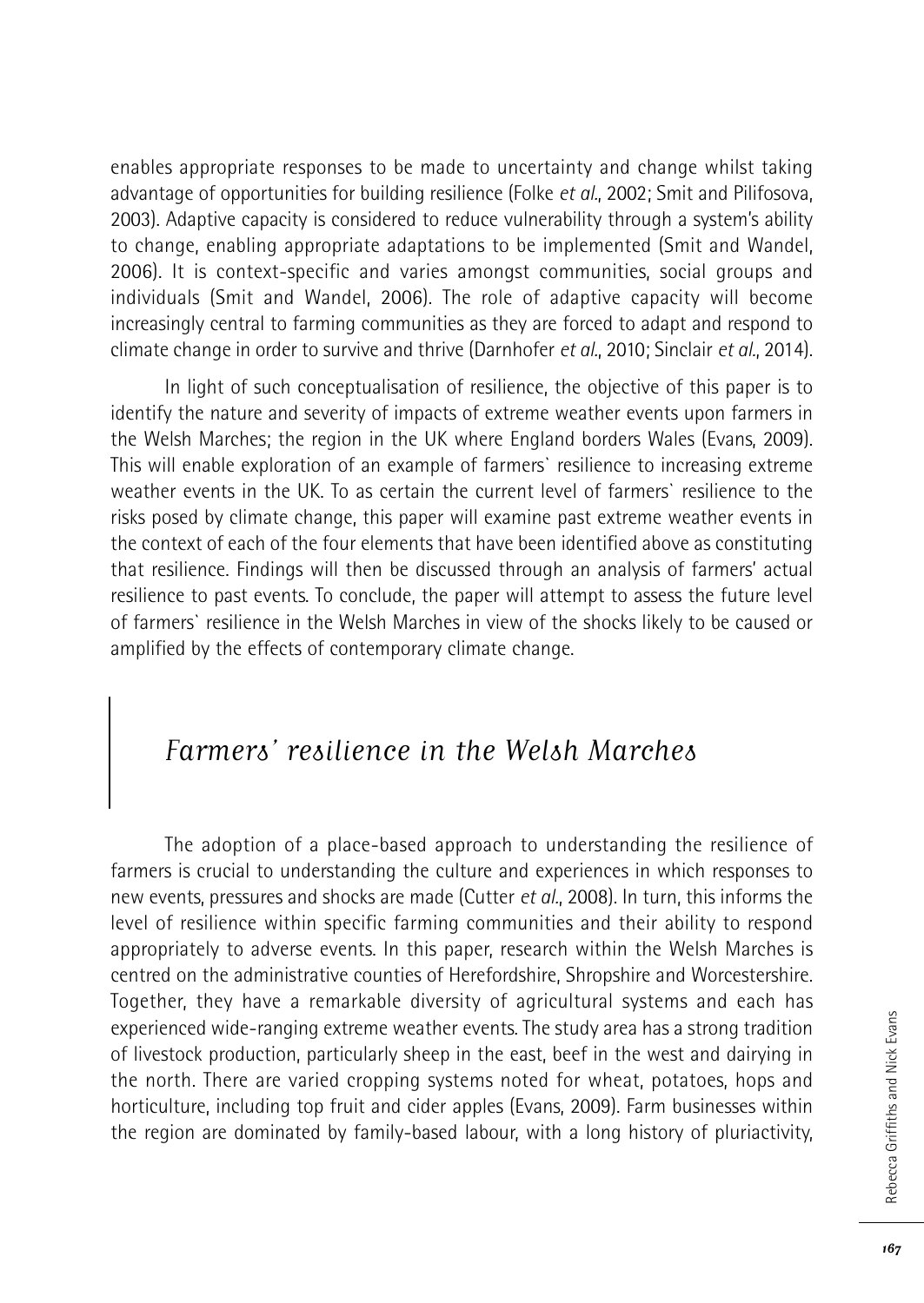enables appropriate responses to be made to uncertainty and change whilst taking advantage of opportunities for building resilience (Folke *et al.*, 2002; Smit and Pilifosova, 2003). Adaptive capacity is considered to reduce vulnerability through a system's ability to change, enabling appropriate adaptations to be implemented (Smit and Wandel, 2006). It is context-specific and varies amongst communities, social groups and individuals (Smit and Wandel, 2006). The role of adaptive capacity will become increasingly central to farming communities as they are forced to adapt and respond to climate change in order to survive and thrive (Darnhofer *et al.*, 2010; Sinclair *et al.*, 2014).

In light of such conceptualisation of resilience, the objective of this paper is to identify the nature and severity of impacts of extreme weather events upon farmers in the Welsh Marches; the region in the UK where England borders Wales (Evans, 2009). This will enable exploration of an example of farmers` resilience to increasing extreme weather events in the UK. To as certain the current level of farmers` resilience to the risks posed by climate change, this paper will examine past extreme weather events in the context of each of the four elements that have been identified above as constituting that resilience. Findings will then be discussed through an analysis of farmers' actual resilience to past events. To conclude, the paper will attempt to assess the future level of farmers` resilience in the Welsh Marches in view of the shocks likely to be caused or amplified by the effects of contemporary climate change.

## Farmers' resilience in the Welsh Marches

The adoption of a place-based approach to understanding the resilience of farmers is crucial to understanding the culture and experiences in which responses to new events, pressures and shocks are made (Cutter *et al.*, 2008). In turn, this informs the level of resilience within specific farming communities and their ability to respond appropriately to adverse events. In this paper, research within the Welsh Marches is centred on the administrative counties of Herefordshire, Shropshire and Worcestershire. Together, they have a remarkable diversity of agricultural systems and each has experienced wide-ranging extreme weather events. The study area has a strong tradition of livestock production, particularly sheep in the east, beef in the west and dairying in the north. There are varied cropping systems noted for wheat, potatoes, hops and horticulture, including top fruit and cider apples (Evans, 2009). Farm businesses within the region are dominated by family-based labour, with a long history of pluriactivity,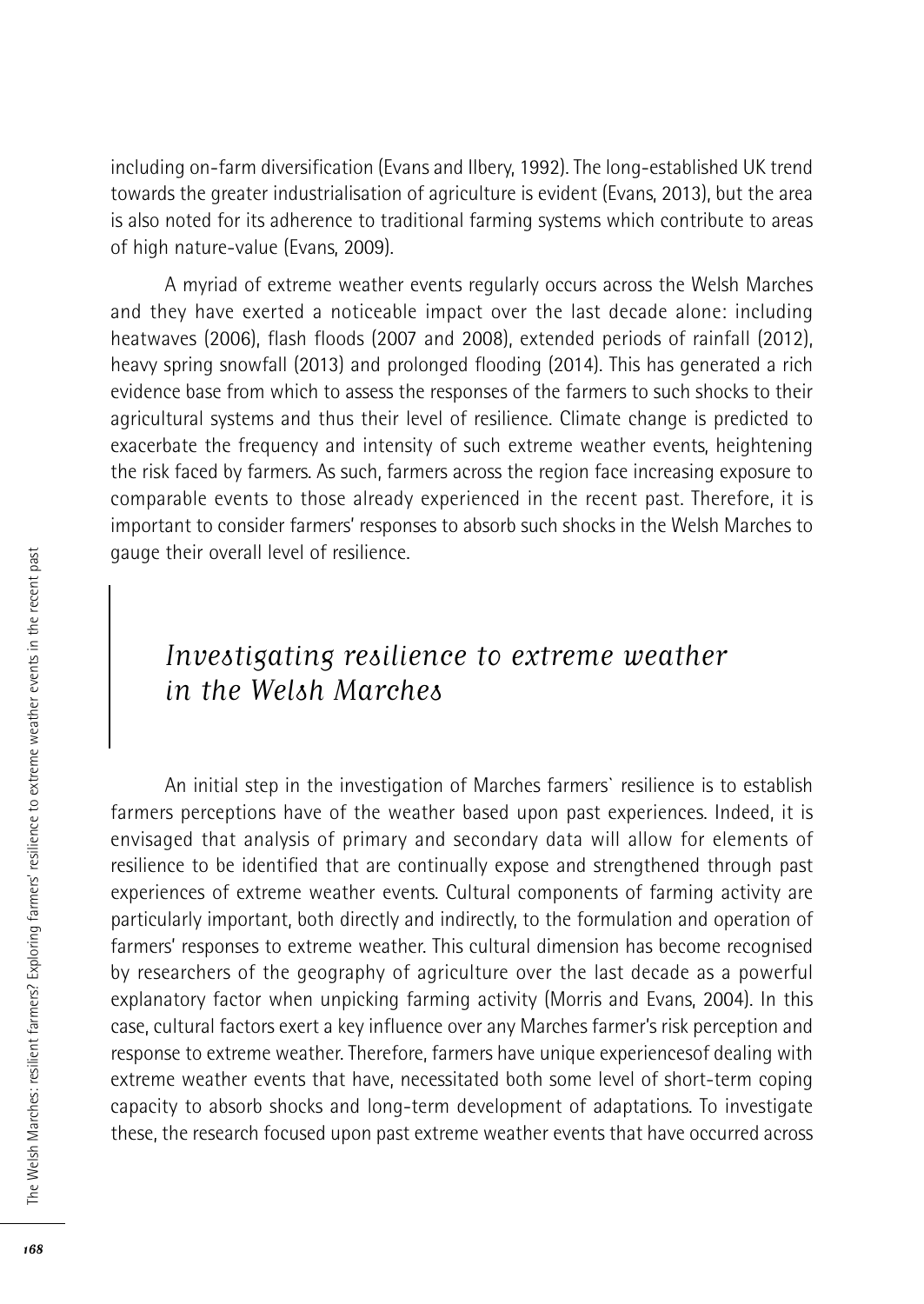including on-farm diversification (Evans and Ilbery, 1992). The long-established UK trend towards the greater industrialisation of agriculture is evident (Evans, 2013), but the area is also noted for its adherence to traditional farming systems which contribute to areas of high nature-value (Evans, 2009).

A myriad of extreme weather events regularly occurs across the Welsh Marches and they have exerted a noticeable impact over the last decade alone: including heatwaves (2006), flash floods (2007 and 2008), extended periods of rainfall (2012), heavy spring snowfall (2013) and prolonged flooding (2014). This has generated a rich evidence base from which to assess the responses of the farmers to such shocks to their agricultural systems and thus their level of resilience. Climate change is predicted to exacerbate the frequency and intensity of such extreme weather events, heightening the risk faced by farmers. As such, farmers across the region face increasing exposure to comparable events to those already experienced in the recent past. Therefore, it is important to consider farmers' responses to absorb such shocks in the Welsh Marches to gauge their overall level of resilience.

## *Investigating resilience to extreme weather in the Welsh Marches*

An initial step in the investigation of Marches farmers` resilience is to establish farmers perceptions have of the weather based upon past experiences. Indeed, it is envisaged that analysis of primary and secondary data will allow for elements of resilience to be identified that are continually expose and strengthened through past experiences of extreme weather events. Cultural components of farming activity are particularly important, both directly and indirectly, to the formulation and operation of farmers' responses to extreme weather. This cultural dimension has become recognised by researchers of the geography of agriculture over the last decade as a powerful explanatory factor when unpicking farming activity (Morris and Evans, 2004). In this case, cultural factors exert a key influence over any Marches farmer's risk perception and response to extreme weather. Therefore, farmers have unique experiencesof dealing with extreme weather events that have, necessitated both some level of short-term coping capacity to absorb shocks and long-term development of adaptations. To investigate these, the research focused upon past extreme weather events that have occurred across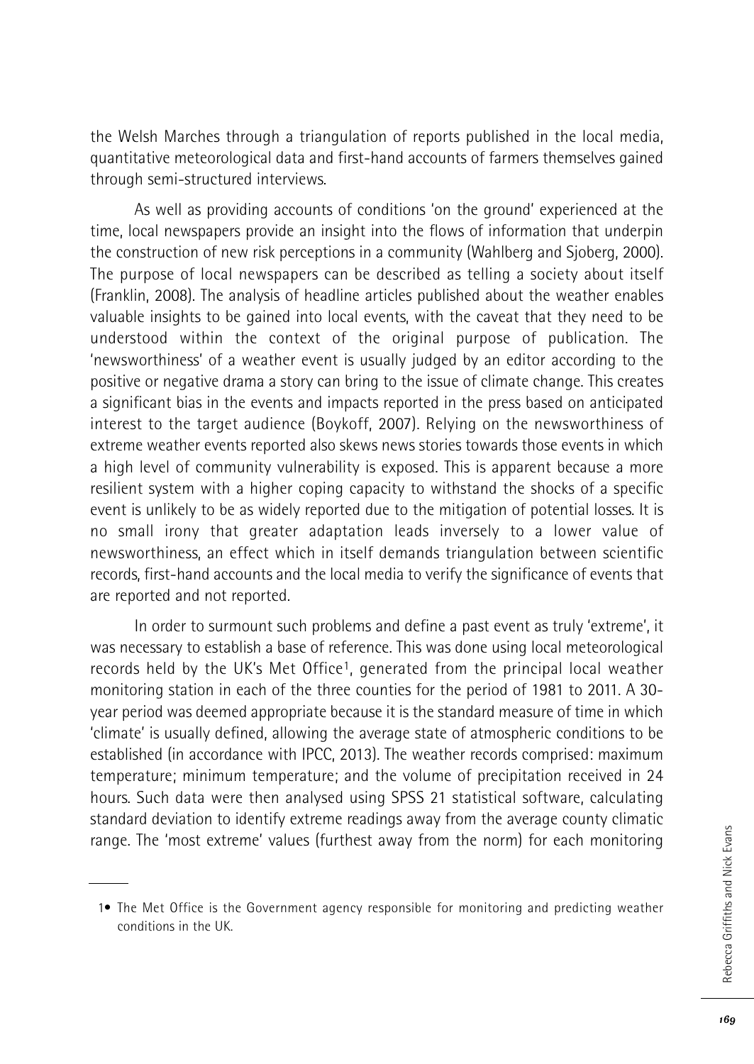the Welsh Marches through a triangulation of reports published in the local media, quantitative meteorological data and first-hand accounts of farmers themselves gained through semi-structured interviews.

As well as providing accounts of conditions 'on the ground' experienced at the time, local newspapers provide an insight into the flows of information that underpin the construction of new risk perceptions in a community (Wahlberg and Sjoberg, 2000). The purpose of local newspapers can be described as telling a society about itself (Franklin, 2008). The analysis of headline articles published about the weather enables valuable insights to be gained into local events, with the caveat that they need to be understood within the context of the original purpose of publication. The 'newsworthiness' of a weather event is usually judged by an editor according to the positive or negative drama a story can bring to the issue of climate change. This creates a significant bias in the events and impacts reported in the press based on anticipated interest to the target audience (Boykoff, 2007). Relying on the newsworthiness of extreme weather events reported also skews news stories towards those events in which a high level of community vulnerability is exposed. This is apparent because a more resilient system with a higher coping capacity to withstand the shocks of a specific event is unlikely to be as widely reported due to the mitigation of potential losses. It is no small irony that greater adaptation leads inversely to a lower value of newsworthiness, an effect which in itself demands triangulation between scientific records, first-hand accounts and the local media to verify the significance of events that are reported and not reported.

In order to surmount such problems and define a past event as truly 'extreme', it was necessary to establish a base of reference. This was done using local meteorological records held by the UK's Met Office[1], generated from the principal local weather monitoring station in each of the three counties for the period of 1981 to 2011. A 30-year period was deemed appropriate because it is the standard measure of time in which 'climate' is usually defined, allowing the average state of atmospheric conditions to be established (in accordance with IPCC, 2013). The weather records comprised: maximum temperature; minimum temperature; and the volume of precipitation received in 24 hours. Such data were then analysed using SPSS 21 statistical software, calculating standard deviation to identify extreme readings away from the average county climatic range. The 'most extreme' values (furthest away from the norm) for each monitoring

---

1• The Met Office is the Government agency responsible for monitoring and predicting weather conditions in the UK.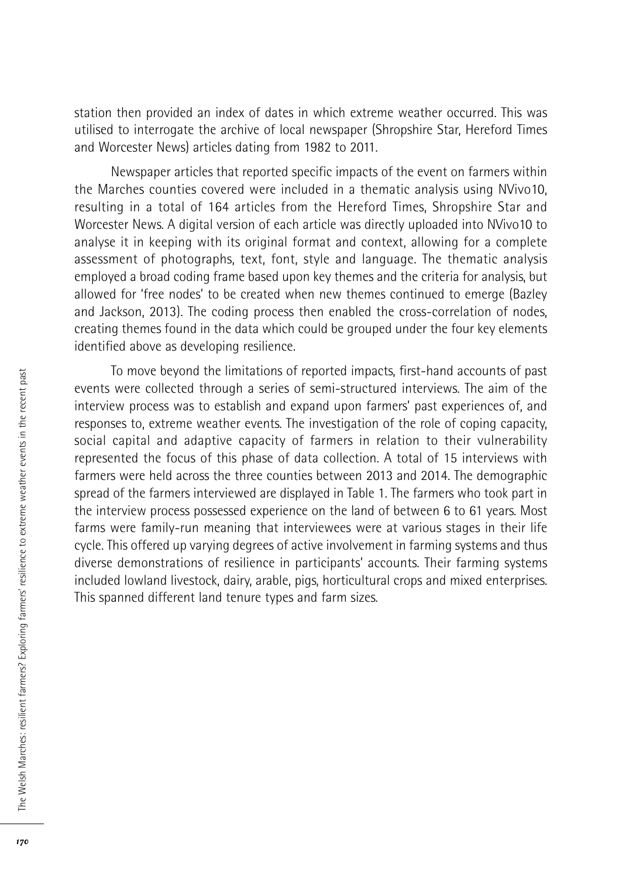station then provided an index of dates in which extreme weather occurred. This was utilised to interrogate the archive of local newspaper (Shropshire Star, Hereford Times and Worcester News) articles dating from 1982 to 2011.

Newspaper articles that reported specific impacts of the event on farmers within the Marches counties covered were included in a thematic analysis using NVivo10, resulting in a total of 164 articles from the Hereford Times, Shropshire Star and Worcester News. A digital version of each article was directly uploaded into NVivo10 to analyse it in keeping with its original format and context, allowing for a complete assessment of photographs, text, font, style and language. The thematic analysis employed a broad coding frame based upon key themes and the criteria for analysis, but allowed for 'free nodes' to be created when new themes continued to emerge (Bazley and Jackson, 2013). The coding process then enabled the cross-correlation of nodes, creating themes found in the data which could be grouped under the four key elements identified above as developing resilience.

To move beyond the limitations of reported impacts, first-hand accounts of past events were collected through a series of semi-structured interviews. The aim of the interview process was to establish and expand upon farmers' past experiences of, and responses to, extreme weather events. The investigation of the role of coping capacity, social capital and adaptive capacity of farmers in relation to their vulnerability represented the focus of this phase of data collection. A total of 15 interviews with farmers were held across the three counties between 2013 and 2014. The demographic spread of the farmers interviewed are displayed in Table 1. The farmers who took part in the interview process possessed experience on the land of between 6 to 61 years. Most farms were family-run meaning that interviewees were at various stages in their life cycle. This offered up varying degrees of active involvement in farming systems and thus diverse demonstrations of resilience in participants' accounts. Their farming systems included lowland livestock, dairy, arable, pigs, horticultural crops and mixed enterprises. This spanned different land tenure types and farm sizes.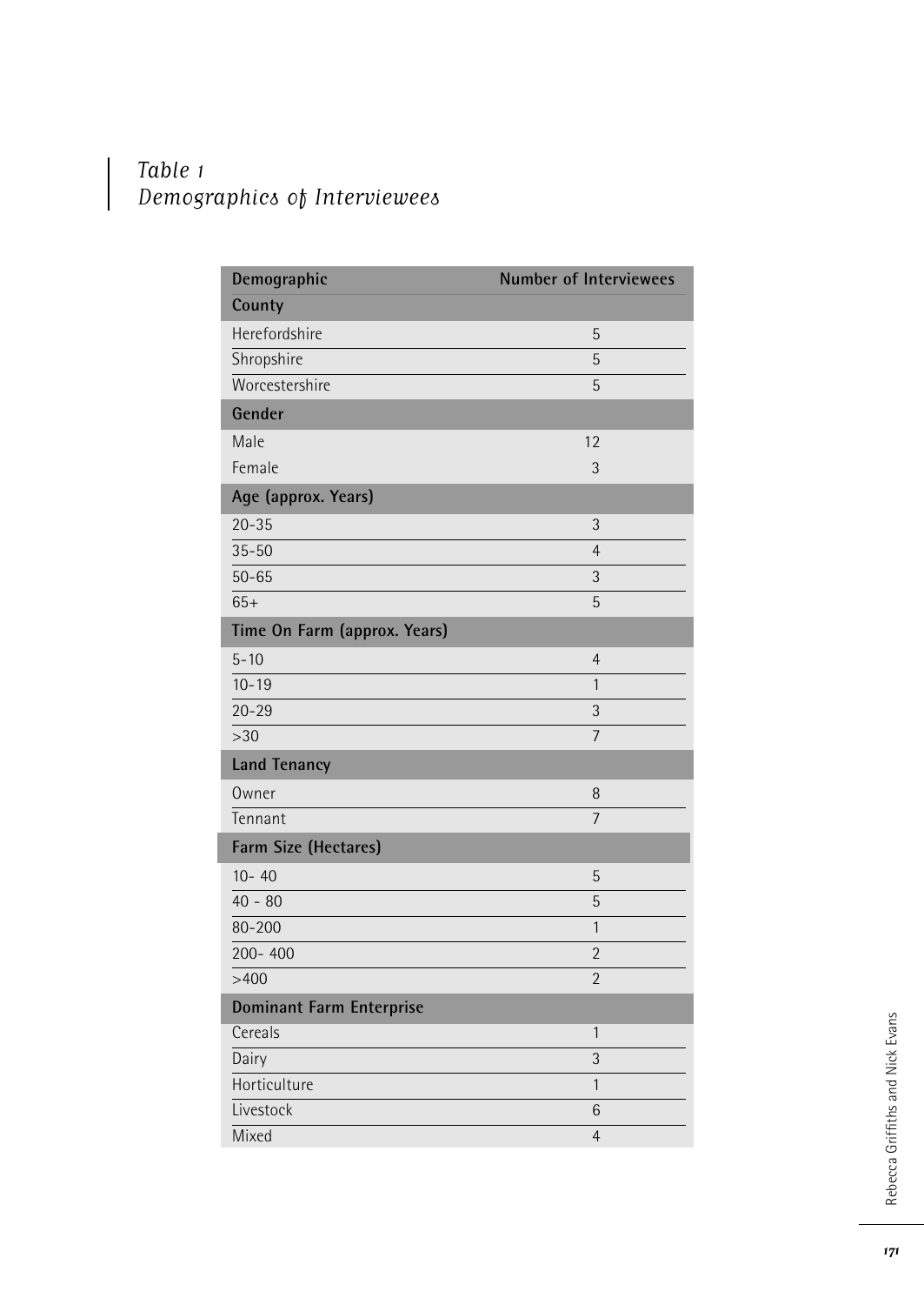*Table 1*
*Demographics of Interviewees*

| Demographic | Number of Interviewees |
|---|---|
| **County** | |
| Herefordshire | 5 |
| Shropshire | 5 |
| Worcestershire | 5 |
| **Gender** | |
| Male | 12 |
| Female | 3 |
| **Age (approx. Years)** | |
| 20-35 | 3 |
| 35-50 | 4 |
| 50-65 | 3 |
| 65+ | 5 |
| **Time On Farm (approx. Years)** | |
| 5-10 | 4 |
| 10-19 | 1 |
| 20-29 | 3 |
| >30 | 7 |
| **Land Tenancy** | |
| Owner | 8 |
| Tennant | 7 |
| **Farm Size (Hectares)** | |
| 10- 40 | 5 |
| 40 - 80 | 5 |
| 80-200 | 1 |
| 200- 400 | 2 |
| >400 | 2 |
| **Dominant Farm Enterprise** | |
| Cereals | 1 |
| Dairy | 3 |
| Horticulture | 1 |
| Livestock | 6 |
| Mixed | 4 |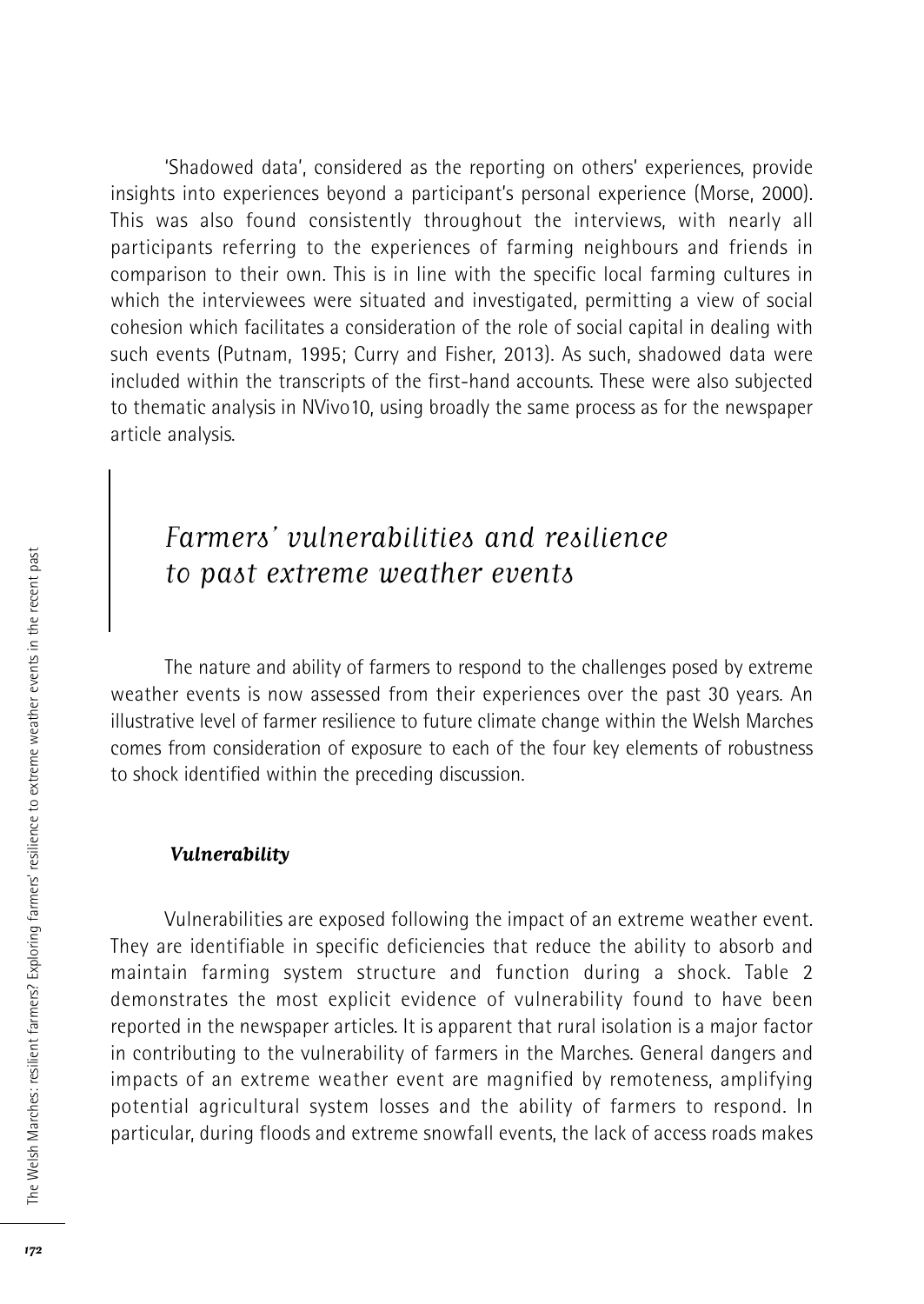'Shadowed data', considered as the reporting on others' experiences, provide insights into experiences beyond a participant's personal experience (Morse, 2000). This was also found consistently throughout the interviews, with nearly all participants referring to the experiences of farming neighbours and friends in comparison to their own. This is in line with the specific local farming cultures in which the interviewees were situated and investigated, permitting a view of social cohesion which facilitates a consideration of the role of social capital in dealing with such events (Putnam, 1995; Curry and Fisher, 2013). As such, shadowed data were included within the transcripts of the first-hand accounts. These were also subjected to thematic analysis in NVivo10, using broadly the same process as for the newspaper article analysis.

## *Farmers' vulnerabilities and resilience to past extreme weather events*

The nature and ability of farmers to respond to the challenges posed by extreme weather events is now assessed from their experiences over the past 30 years. An illustrative level of farmer resilience to future climate change within the Welsh Marches comes from consideration of exposure to each of the four key elements of robustness to shock identified within the preceding discussion.

### *Vulnerability*

Vulnerabilities are exposed following the impact of an extreme weather event. They are identifiable in specific deficiencies that reduce the ability to absorb and maintain farming system structure and function during a shock. Table 2 demonstrates the most explicit evidence of vulnerability found to have been reported in the newspaper articles. It is apparent that rural isolation is a major factor in contributing to the vulnerability of farmers in the Marches. General dangers and impacts of an extreme weather event are magnified by remoteness, amplifying potential agricultural system losses and the ability of farmers to respond. In particular, during floods and extreme snowfall events, the lack of access roads makes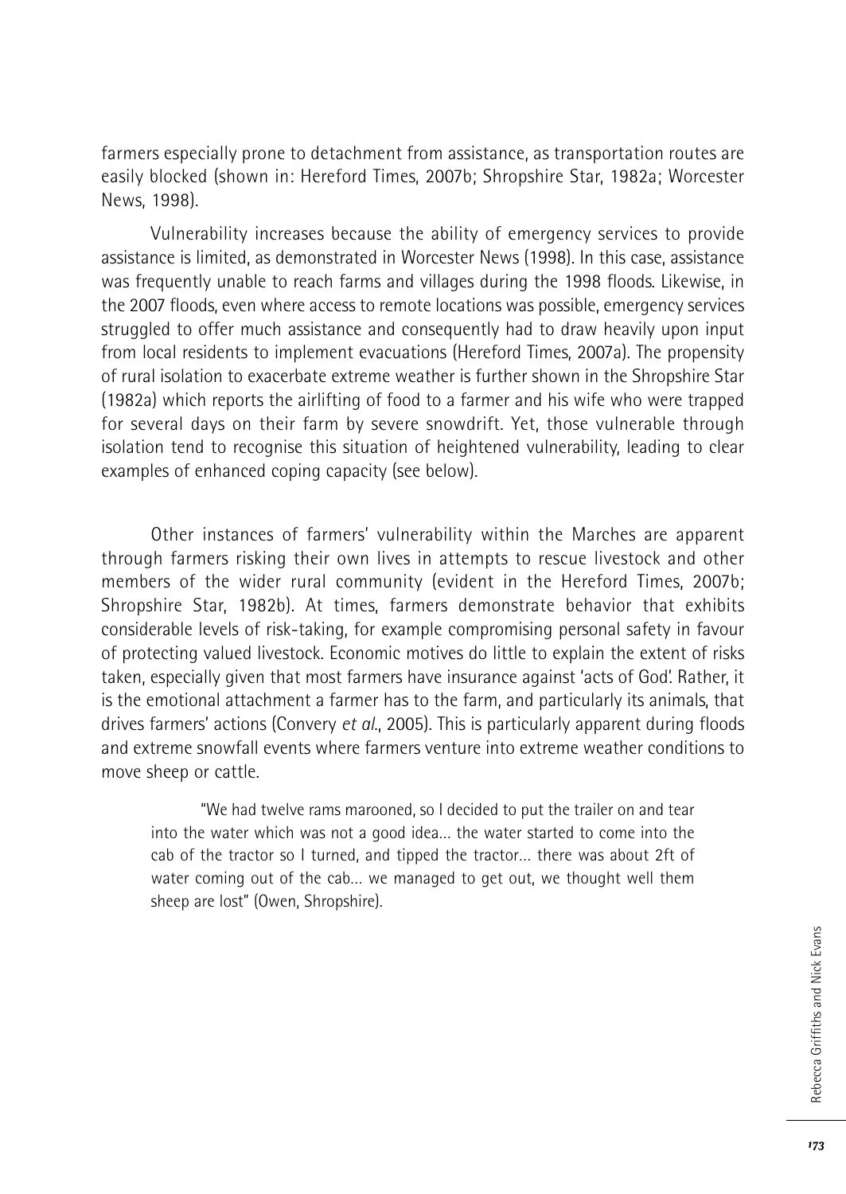farmers especially prone to detachment from assistance, as transportation routes are easily blocked (shown in: Hereford Times, 2007b; Shropshire Star, 1982a; Worcester News, 1998).

Vulnerability increases because the ability of emergency services to provide assistance is limited, as demonstrated in Worcester News (1998). In this case, assistance was frequently unable to reach farms and villages during the 1998 floods. Likewise, in the 2007 floods, even where access to remote locations was possible, emergency services struggled to offer much assistance and consequently had to draw heavily upon input from local residents to implement evacuations (Hereford Times, 2007a). The propensity of rural isolation to exacerbate extreme weather is further shown in the Shropshire Star (1982a) which reports the airlifting of food to a farmer and his wife who were trapped for several days on their farm by severe snowdrift. Yet, those vulnerable through isolation tend to recognise this situation of heightened vulnerability, leading to clear examples of enhanced coping capacity (see below).

Other instances of farmers' vulnerability within the Marches are apparent through farmers risking their own lives in attempts to rescue livestock and other members of the wider rural community (evident in the Hereford Times, 2007b; Shropshire Star, 1982b). At times, farmers demonstrate behavior that exhibits considerable levels of risk-taking, for example compromising personal safety in favour of protecting valued livestock. Economic motives do little to explain the extent of risks taken, especially given that most farmers have insurance against 'acts of God'. Rather, it is the emotional attachment a farmer has to the farm, and particularly its animals, that drives farmers' actions (Convery *et al*., 2005). This is particularly apparent during floods and extreme snowfall events where farmers venture into extreme weather conditions to move sheep or cattle.

> "We had twelve rams marooned, so I decided to put the trailer on and tear into the water which was not a good idea... the water started to come into the cab of the tractor so I turned, and tipped the tractor... there was about 2ft of water coming out of the cab... we managed to get out, we thought well them sheep are lost" (Owen, Shropshire).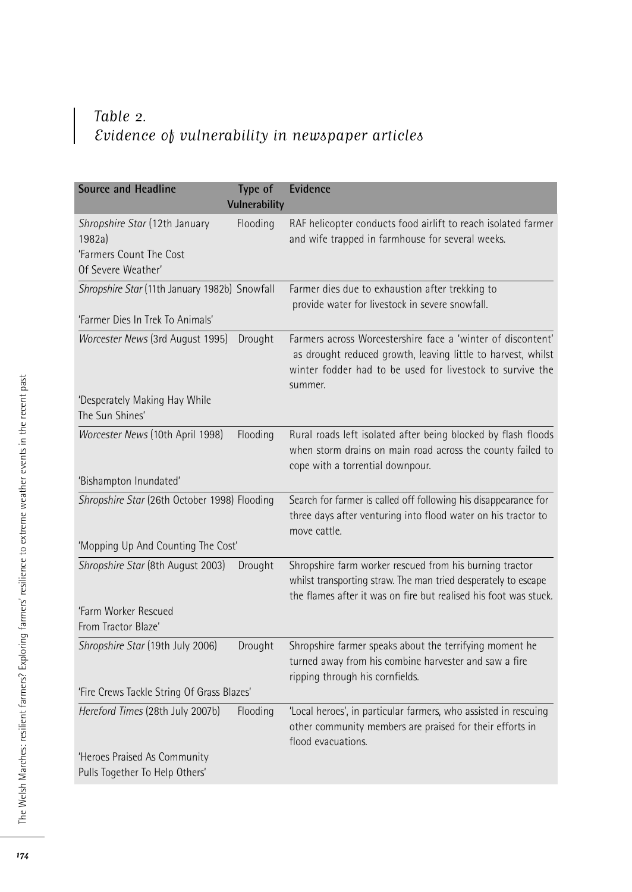## *Table 2. Evidence of vulnerability in newspaper articles*

| Source and Headline | Type of Vulnerability | Evidence |
|---|---|---|
| *Shropshire Star* (12th January 1982a) 'Farmers Count The Cost Of Severe Weather' | Flooding | RAF helicopter conducts food airlift to reach isolated farmer and wife trapped in farmhouse for several weeks. |
| *Shropshire Star* (11th January 1982b) 'Farmer Dies In Trek To Animals' | Snowfall | Farmer dies due to exhaustion after trekking to provide water for livestock in severe snowfall. |
| *Worcester News* (3rd August 1995) 'Desperately Making Hay While The Sun Shines' | Drought | Farmers across Worcestershire face a 'winter of discontent' as drought reduced growth, leaving little to harvest, whilst winter fodder had to be used for livestock to survive the summer. |
| *Worcester News* (10th April 1998) 'Bishampton Inundated' | Flooding | Rural roads left isolated after being blocked by flash floods when storm drains on main road across the county failed to cope with a torrential downpour. |
| *Shropshire Star* (26th October 1998) 'Mopping Up And Counting The Cost' | Flooding | Search for farmer is called off following his disappearance for three days after venturing into flood water on his tractor to move cattle. |
| *Shropshire Star* (8th August 2003) 'Farm Worker Rescued From Tractor Blaze' | Drought | Shropshire farm worker rescued from his burning tractor whilst transporting straw. The man tried desperately to escape the flames after it was on fire but realised his foot was stuck. |
| *Shropshire Star* (19th July 2006) 'Fire Crews Tackle String Of Grass Blazes' | Drought | Shropshire farmer speaks about the terrifying moment he turned away from his combine harvester and saw a fire ripping through his cornfields. |
| *Hereford Times* (28th July 2007b) 'Heroes Praised As Community Pulls Together To Help Others' | Flooding | 'Local heroes', in particular farmers, who assisted in rescuing other community members are praised for their efforts in flood evacuations. |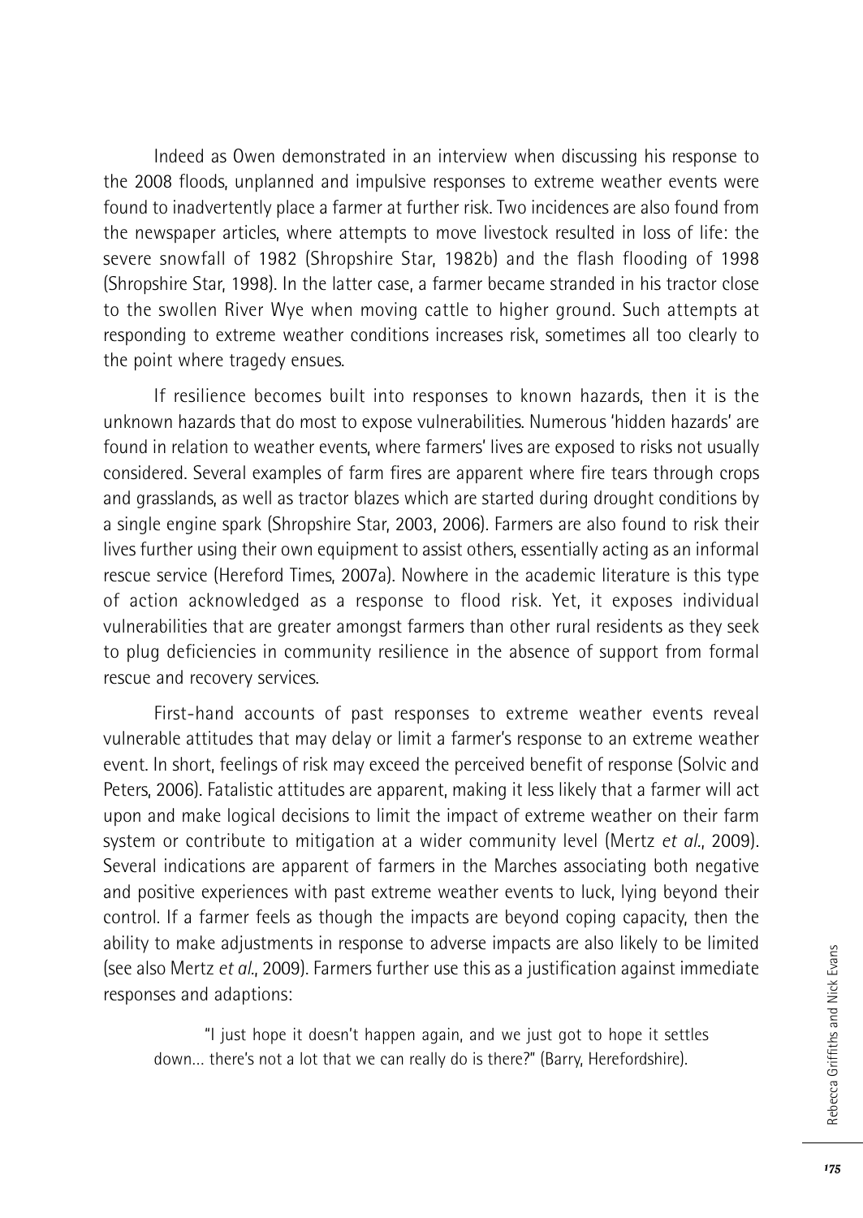Indeed as Owen demonstrated in an interview when discussing his response to the 2008 floods, unplanned and impulsive responses to extreme weather events were found to inadvertently place a farmer at further risk. Two incidences are also found from the newspaper articles, where attempts to move livestock resulted in loss of life: the severe snowfall of 1982 (Shropshire Star, 1982b) and the flash flooding of 1998 (Shropshire Star, 1998). In the latter case, a farmer became stranded in his tractor close to the swollen River Wye when moving cattle to higher ground. Such attempts at responding to extreme weather conditions increases risk, sometimes all too clearly to the point where tragedy ensues.

If resilience becomes built into responses to known hazards, then it is the unknown hazards that do most to expose vulnerabilities. Numerous 'hidden hazards' are found in relation to weather events, where farmers' lives are exposed to risks not usually considered. Several examples of farm fires are apparent where fire tears through crops and grasslands, as well as tractor blazes which are started during drought conditions by a single engine spark (Shropshire Star, 2003, 2006). Farmers are also found to risk their lives further using their own equipment to assist others, essentially acting as an informal rescue service (Hereford Times, 2007a). Nowhere in the academic literature is this type of action acknowledged as a response to flood risk. Yet, it exposes individual vulnerabilities that are greater amongst farmers than other rural residents as they seek to plug deficiencies in community resilience in the absence of support from formal rescue and recovery services.

First-hand accounts of past responses to extreme weather events reveal vulnerable attitudes that may delay or limit a farmer's response to an extreme weather event. In short, feelings of risk may exceed the perceived benefit of response (Solvic and Peters, 2006). Fatalistic attitudes are apparent, making it less likely that a farmer will act upon and make logical decisions to limit the impact of extreme weather on their farm system or contribute to mitigation at a wider community level (Mertz *et al*., 2009). Several indications are apparent of farmers in the Marches associating both negative and positive experiences with past extreme weather events to luck, lying beyond their control. If a farmer feels as though the impacts are beyond coping capacity, then the ability to make adjustments in response to adverse impacts are also likely to be limited (see also Mertz *et al*., 2009). Farmers further use this as a justification against immediate responses and adaptions:

> "I just hope it doesn't happen again, and we just got to hope it settles down… there's not a lot that we can really do is there?" (Barry, Herefordshire).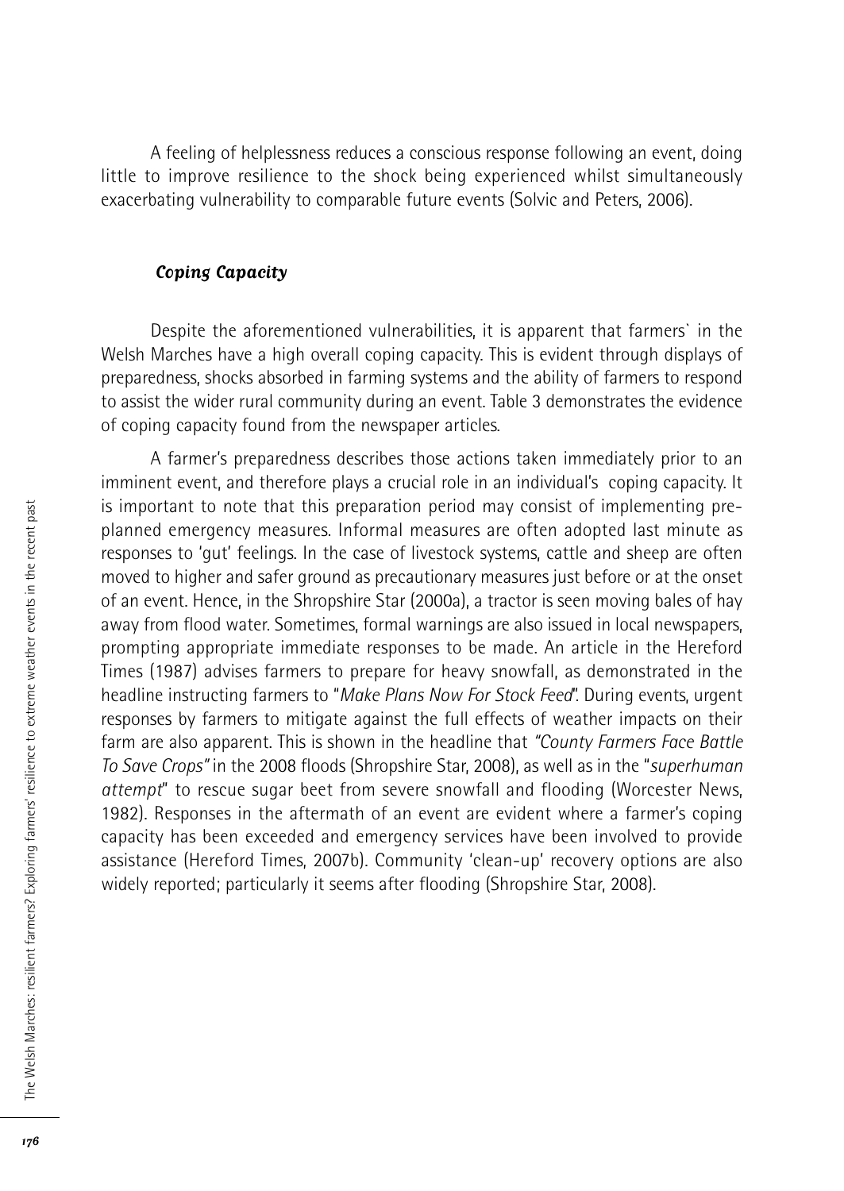A feeling of helplessness reduces a conscious response following an event, doing little to improve resilience to the shock being experienced whilst simultaneously exacerbating vulnerability to comparable future events (Solvic and Peters, 2006).

### *Coping Capacity*

Despite the aforementioned vulnerabilities, it is apparent that farmers` in the Welsh Marches have a high overall coping capacity. This is evident through displays of preparedness, shocks absorbed in farming systems and the ability of farmers to respond to assist the wider rural community during an event. Table 3 demonstrates the evidence of coping capacity found from the newspaper articles.

A farmer's preparedness describes those actions taken immediately prior to an imminent event, and therefore plays a crucial role in an individual's coping capacity. It is important to note that this preparation period may consist of implementing pre-planned emergency measures. Informal measures are often adopted last minute as responses to 'gut' feelings. In the case of livestock systems, cattle and sheep are often moved to higher and safer ground as precautionary measures just before or at the onset of an event. Hence, in the Shropshire Star (2000a), a tractor is seen moving bales of hay away from flood water. Sometimes, formal warnings are also issued in local newspapers, prompting appropriate immediate responses to be made. An article in the Hereford Times (1987) advises farmers to prepare for heavy snowfall, as demonstrated in the headline instructing farmers to "*Make Plans Now For Stock Feed*". During events, urgent responses by farmers to mitigate against the full effects of weather impacts on their farm are also apparent. This is shown in the headline that *"County Farmers Face Battle To Save Crops"* in the 2008 floods (Shropshire Star, 2008), as well as in the "*superhuman attempt*" to rescue sugar beet from severe snowfall and flooding (Worcester News, 1982). Responses in the aftermath of an event are evident where a farmer's coping capacity has been exceeded and emergency services have been involved to provide assistance (Hereford Times, 2007b). Community 'clean-up' recovery options are also widely reported; particularly it seems after flooding (Shropshire Star, 2008).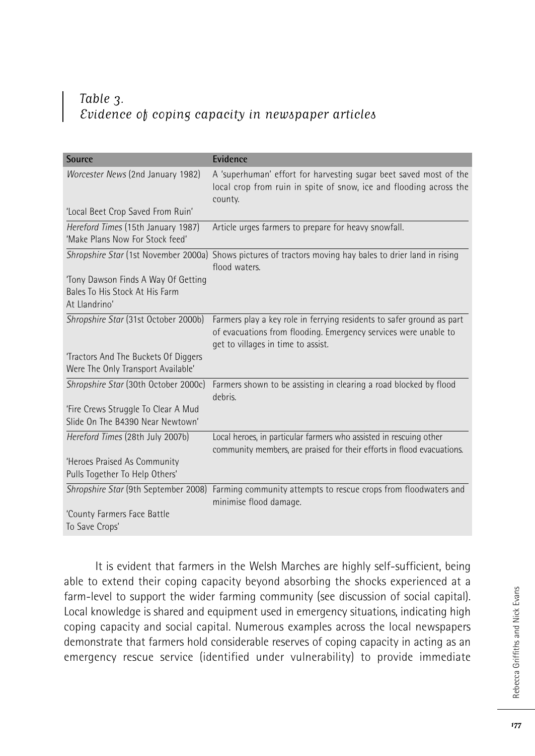*Table 3.*
*Evidence of coping capacity in newspaper articles*

| Source | Evidence |
|---|---|
| *Worcester News* (2nd January 1982) 'Local Beet Crop Saved From Ruin' | A 'superhuman' effort for harvesting sugar beet saved most of the local crop from ruin in spite of snow, ice and flooding across the county. |
| *Hereford Times* (15th January 1987) 'Make Plans Now For Stock feed' | Article urges farmers to prepare for heavy snowfall. |
| *Shropshire Star* (1st November 2000a) 'Tony Dawson Finds A Way Of Getting Bales To His Stock At His Farm At Llandrino' | Shows pictures of tractors moving hay bales to drier land in rising flood waters. |
| *Shropshire Star* (31st October 2000b) 'Tractors And The Buckets Of Diggers Were The Only Transport Available' | Farmers play a key role in ferrying residents to safer ground as part of evacuations from flooding. Emergency services were unable to get to villages in time to assist. |
| *Shropshire Star* (30th October 2000c) 'Fire Crews Struggle To Clear A Mud Slide On The B4390 Near Newtown' | Farmers shown to be assisting in clearing a road blocked by flood debris. |
| *Hereford Times* (28th July 2007b) 'Heroes Praised As Community Pulls Together To Help Others' | Local heroes, in particular farmers who assisted in rescuing other community members, are praised for their efforts in flood evacuations. |
| *Shropshire Star* (9th September 2008) 'County Farmers Face Battle To Save Crops' | Farming community attempts to rescue crops from floodwaters and minimise flood damage. |

It is evident that farmers in the Welsh Marches are highly self-sufficient, being able to extend their coping capacity beyond absorbing the shocks experienced at a farm-level to support the wider farming community (see discussion of social capital). Local knowledge is shared and equipment used in emergency situations, indicating high coping capacity and social capital. Numerous examples across the local newspapers demonstrate that farmers hold considerable reserves of coping capacity in acting as an emergency rescue service (identified under vulnerability) to provide immediate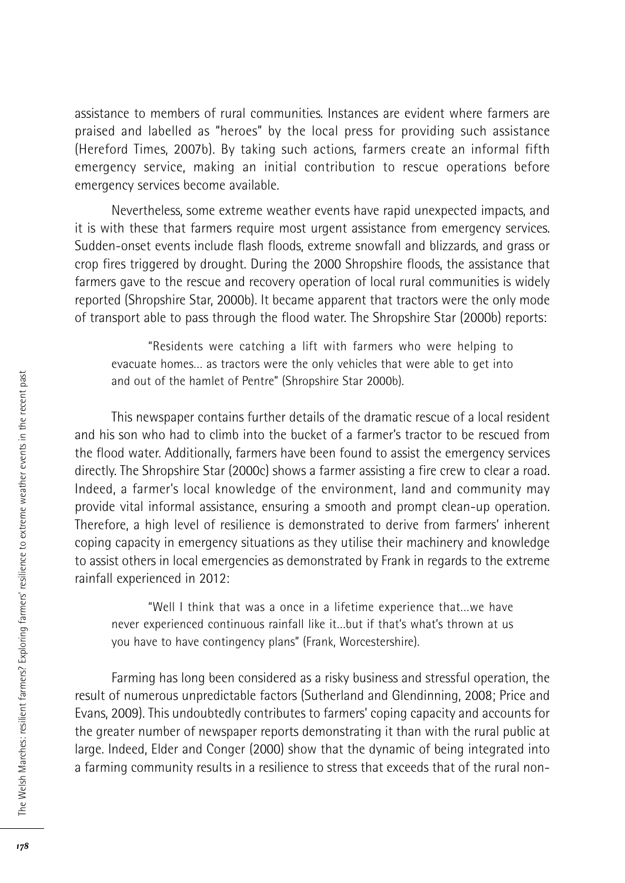assistance to members of rural communities. Instances are evident where farmers are praised and labelled as "heroes" by the local press for providing such assistance (Hereford Times, 2007b). By taking such actions, farmers create an informal fifth emergency service, making an initial contribution to rescue operations before emergency services become available.

Nevertheless, some extreme weather events have rapid unexpected impacts, and it is with these that farmers require most urgent assistance from emergency services. Sudden-onset events include flash floods, extreme snowfall and blizzards, and grass or crop fires triggered by drought. During the 2000 Shropshire floods, the assistance that farmers gave to the rescue and recovery operation of local rural communities is widely reported (Shropshire Star, 2000b). It became apparent that tractors were the only mode of transport able to pass through the flood water. The Shropshire Star (2000b) reports:

> "Residents were catching a lift with farmers who were helping to evacuate homes... as tractors were the only vehicles that were able to get into and out of the hamlet of Pentre" (Shropshire Star 2000b).

This newspaper contains further details of the dramatic rescue of a local resident and his son who had to climb into the bucket of a farmer's tractor to be rescued from the flood water. Additionally, farmers have been found to assist the emergency services directly. The Shropshire Star (2000c) shows a farmer assisting a fire crew to clear a road. Indeed, a farmer's local knowledge of the environment, land and community may provide vital informal assistance, ensuring a smooth and prompt clean-up operation. Therefore, a high level of resilience is demonstrated to derive from farmers' inherent coping capacity in emergency situations as they utilise their machinery and knowledge to assist others in local emergencies as demonstrated by Frank in regards to the extreme rainfall experienced in 2012:

> "Well I think that was a once in a lifetime experience that...we have never experienced continuous rainfall like it...but if that's what's thrown at us you have to have contingency plans" (Frank, Worcestershire).

Farming has long been considered as a risky business and stressful operation, the result of numerous unpredictable factors (Sutherland and Glendinning, 2008; Price and Evans, 2009). This undoubtedly contributes to farmers' coping capacity and accounts for the greater number of newspaper reports demonstrating it than with the rural public at large. Indeed, Elder and Conger (2000) show that the dynamic of being integrated into a farming community results in a resilience to stress that exceeds that of the rural non-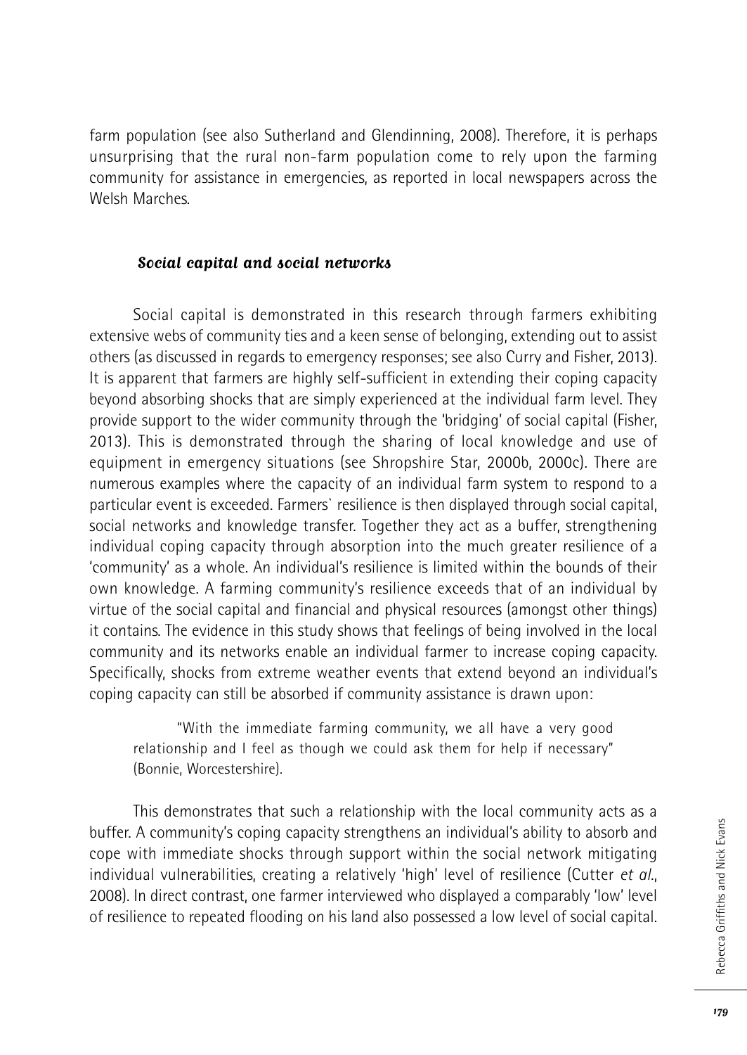farm population (see also Sutherland and Glendinning, 2008). Therefore, it is perhaps unsurprising that the rural non-farm population come to rely upon the farming community for assistance in emergencies, as reported in local newspapers across the Welsh Marches.

### *Social capital and social networks*

Social capital is demonstrated in this research through farmers exhibiting extensive webs of community ties and a keen sense of belonging, extending out to assist others (as discussed in regards to emergency responses; see also Curry and Fisher, 2013). It is apparent that farmers are highly self-sufficient in extending their coping capacity beyond absorbing shocks that are simply experienced at the individual farm level. They provide support to the wider community through the 'bridging' of social capital (Fisher, 2013). This is demonstrated through the sharing of local knowledge and use of equipment in emergency situations (see Shropshire Star, 2000b, 2000c). There are numerous examples where the capacity of an individual farm system to respond to a particular event is exceeded. Farmers` resilience is then displayed through social capital, social networks and knowledge transfer. Together they act as a buffer, strengthening individual coping capacity through absorption into the much greater resilience of a 'community' as a whole. An individual's resilience is limited within the bounds of their own knowledge. A farming community's resilience exceeds that of an individual by virtue of the social capital and financial and physical resources (amongst other things) it contains. The evidence in this study shows that feelings of being involved in the local community and its networks enable an individual farmer to increase coping capacity. Specifically, shocks from extreme weather events that extend beyond an individual's coping capacity can still be absorbed if community assistance is drawn upon:

> "With the immediate farming community, we all have a very good relationship and I feel as though we could ask them for help if necessary" (Bonnie, Worcestershire).

This demonstrates that such a relationship with the local community acts as a buffer. A community's coping capacity strengthens an individual's ability to absorb and cope with immediate shocks through support within the social network mitigating individual vulnerabilities, creating a relatively 'high' level of resilience (Cutter *et al*., 2008). In direct contrast, one farmer interviewed who displayed a comparably 'low' level of resilience to repeated flooding on his land also possessed a low level of social capital.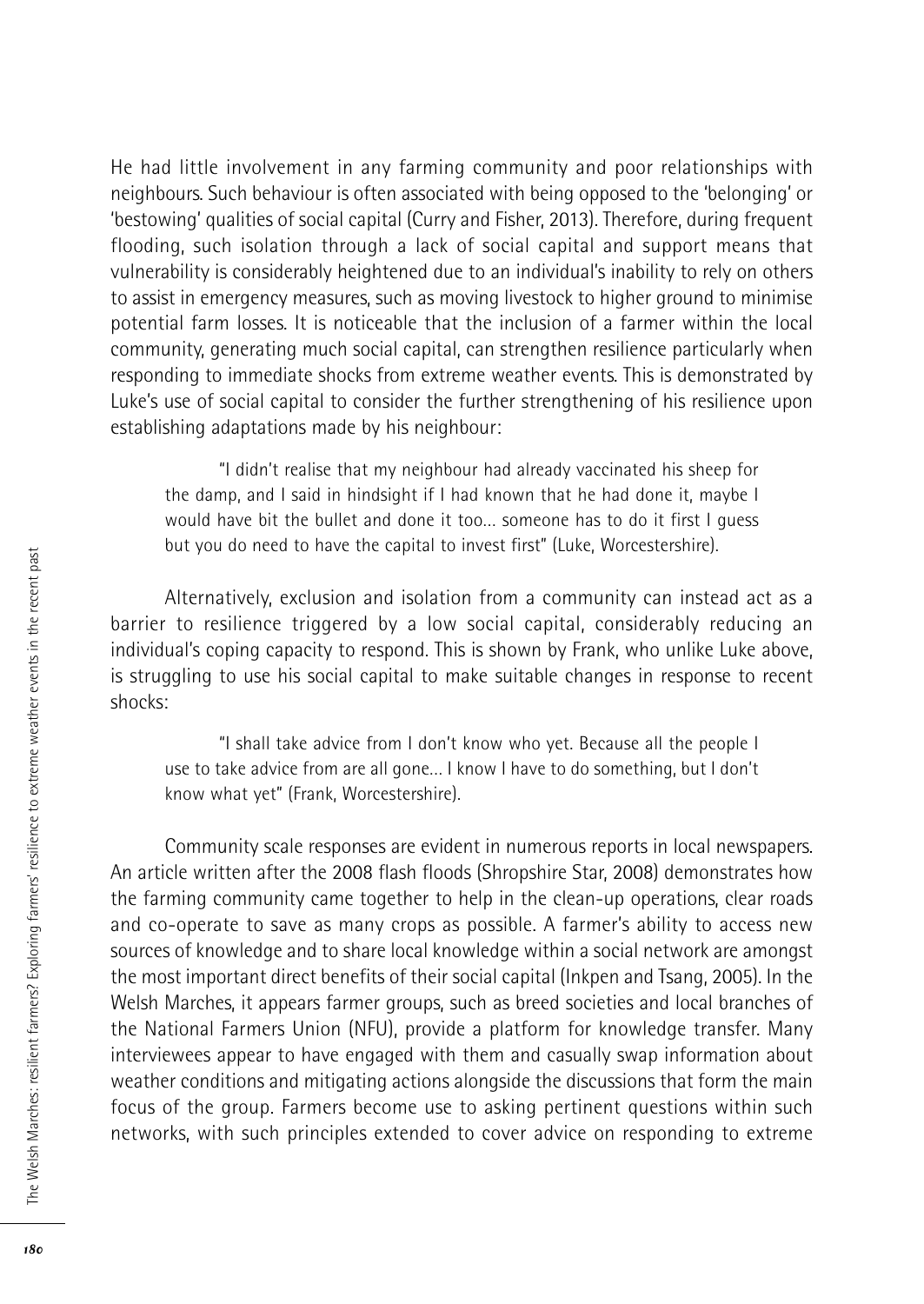He had little involvement in any farming community and poor relationships with neighbours. Such behaviour is often associated with being opposed to the 'belonging' or 'bestowing' qualities of social capital (Curry and Fisher, 2013). Therefore, during frequent flooding, such isolation through a lack of social capital and support means that vulnerability is considerably heightened due to an individual's inability to rely on others to assist in emergency measures, such as moving livestock to higher ground to minimise potential farm losses. It is noticeable that the inclusion of a farmer within the local community, generating much social capital, can strengthen resilience particularly when responding to immediate shocks from extreme weather events. This is demonstrated by Luke's use of social capital to consider the further strengthening of his resilience upon establishing adaptations made by his neighbour:

> "I didn't realise that my neighbour had already vaccinated his sheep for the damp, and I said in hindsight if I had known that he had done it, maybe I would have bit the bullet and done it too… someone has to do it first I guess but you do need to have the capital to invest first" (Luke, Worcestershire).

Alternatively, exclusion and isolation from a community can instead act as a barrier to resilience triggered by a low social capital, considerably reducing an individual's coping capacity to respond. This is shown by Frank, who unlike Luke above, is struggling to use his social capital to make suitable changes in response to recent shocks:

> "I shall take advice from I don't know who yet. Because all the people I use to take advice from are all gone… I know I have to do something, but I don't know what yet" (Frank, Worcestershire).

Community scale responses are evident in numerous reports in local newspapers. An article written after the 2008 flash floods (Shropshire Star, 2008) demonstrates how the farming community came together to help in the clean-up operations, clear roads and co-operate to save as many crops as possible. A farmer's ability to access new sources of knowledge and to share local knowledge within a social network are amongst the most important direct benefits of their social capital (Inkpen and Tsang, 2005). In the Welsh Marches, it appears farmer groups, such as breed societies and local branches of the National Farmers Union (NFU), provide a platform for knowledge transfer. Many interviewees appear to have engaged with them and casually swap information about weather conditions and mitigating actions alongside the discussions that form the main focus of the group. Farmers become use to asking pertinent questions within such networks, with such principles extended to cover advice on responding to extreme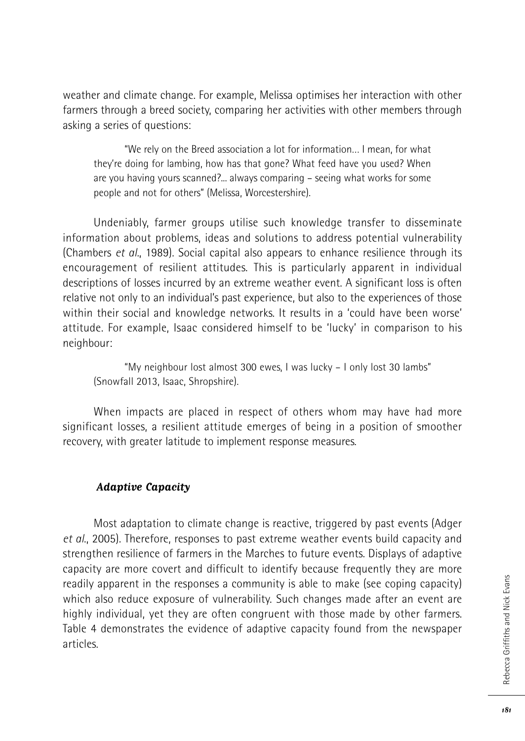weather and climate change. For example, Melissa optimises her interaction with other farmers through a breed society, comparing her activities with other members through asking a series of questions:

> "We rely on the Breed association a lot for information… I mean, for what they're doing for lambing, how has that gone? What feed have you used? When are you having yours scanned?… always comparing – seeing what works for some people and not for others" (Melissa, Worcestershire).

Undeniably, farmer groups utilise such knowledge transfer to disseminate information about problems, ideas and solutions to address potential vulnerability (Chambers *et al*., 1989). Social capital also appears to enhance resilience through its encouragement of resilient attitudes. This is particularly apparent in individual descriptions of losses incurred by an extreme weather event. A significant loss is often relative not only to an individual's past experience, but also to the experiences of those within their social and knowledge networks. It results in a 'could have been worse' attitude. For example, Isaac considered himself to be 'lucky' in comparison to his neighbour:

> "My neighbour lost almost 300 ewes, I was lucky – I only lost 30 lambs" (Snowfall 2013, Isaac, Shropshire).

When impacts are placed in respect of others whom may have had more significant losses, a resilient attitude emerges of being in a position of smoother recovery, with greater latitude to implement response measures.

### *Adaptive Capacity*

Most adaptation to climate change is reactive, triggered by past events (Adger *et al*., 2005). Therefore, responses to past extreme weather events build capacity and strengthen resilience of farmers in the Marches to future events. Displays of adaptive capacity are more covert and difficult to identify because frequently they are more readily apparent in the responses a community is able to make (see coping capacity) which also reduce exposure of vulnerability. Such changes made after an event are highly individual, yet they are often congruent with those made by other farmers. Table 4 demonstrates the evidence of adaptive capacity found from the newspaper articles.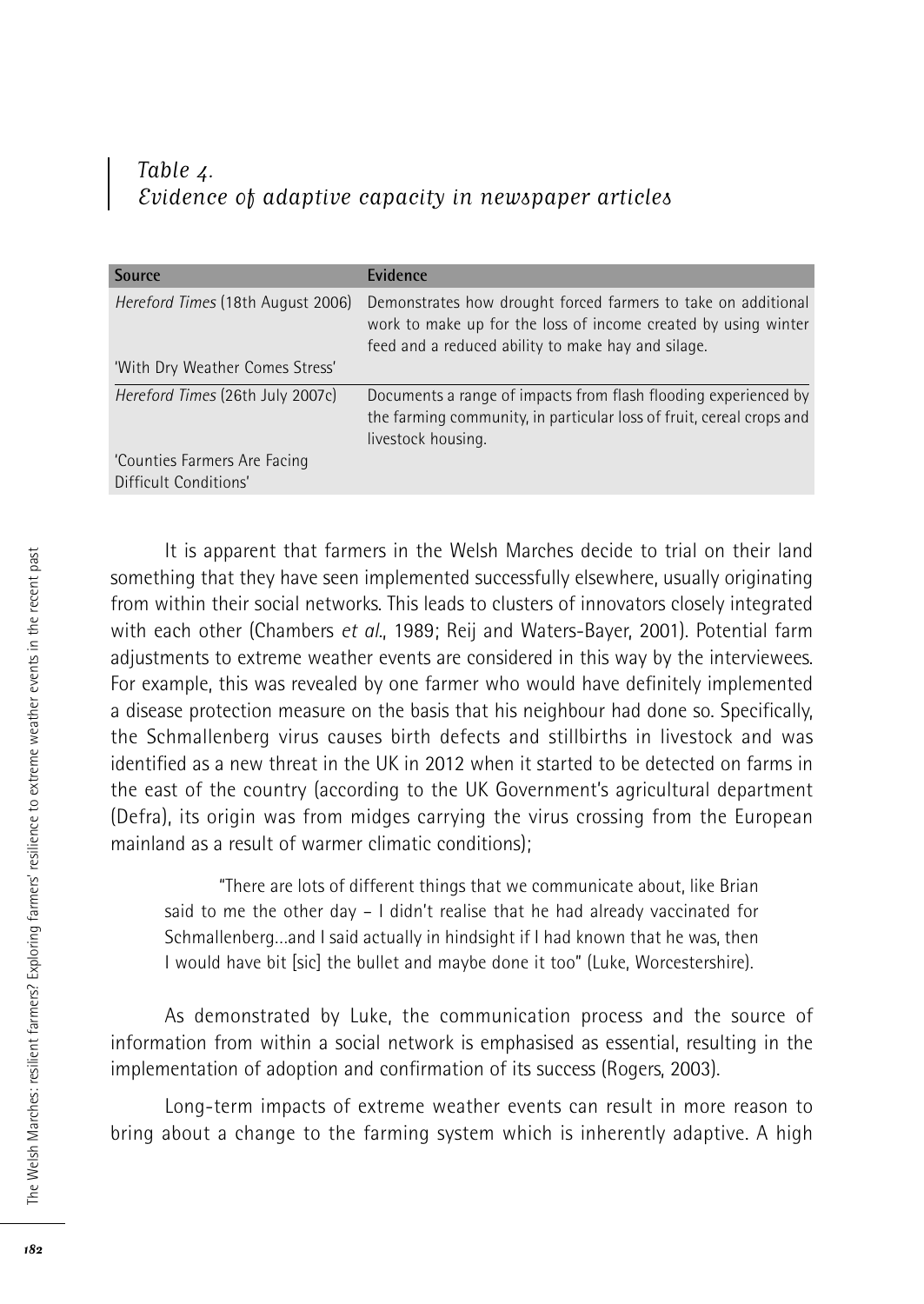*Table 4.*
*Evidence of adaptive capacity in newspaper articles*

| Source | Evidence |
|---|---|
| *Hereford Times* (18th August 2006)<br>'With Dry Weather Comes Stress' | Demonstrates how drought forced farmers to take on additional work to make up for the loss of income created by using winter feed and a reduced ability to make hay and silage. |
| *Hereford Times* (26th July 2007c)<br>'Counties Farmers Are Facing Difficult Conditions' | Documents a range of impacts from flash flooding experienced by the farming community, in particular loss of fruit, cereal crops and livestock housing. |

It is apparent that farmers in the Welsh Marches decide to trial on their land something that they have seen implemented successfully elsewhere, usually originating from within their social networks. This leads to clusters of innovators closely integrated with each other (Chambers *et al.*, 1989; Reij and Waters-Bayer, 2001). Potential farm adjustments to extreme weather events are considered in this way by the interviewees. For example, this was revealed by one farmer who would have definitely implemented a disease protection measure on the basis that his neighbour had done so. Specifically, the Schmallenberg virus causes birth defects and stillbirths in livestock and was identified as a new threat in the UK in 2012 when it started to be detected on farms in the east of the country (according to the UK Government's agricultural department (Defra), its origin was from midges carrying the virus crossing from the European mainland as a result of warmer climatic conditions);

> "There are lots of different things that we communicate about, like Brian said to me the other day – I didn't realise that he had already vaccinated for Schmallenberg…and I said actually in hindsight if I had known that he was, then I would have bit [sic] the bullet and maybe done it too" (Luke, Worcestershire).

As demonstrated by Luke, the communication process and the source of information from within a social network is emphasised as essential, resulting in the implementation of adoption and confirmation of its success (Rogers, 2003).

Long-term impacts of extreme weather events can result in more reason to bring about a change to the farming system which is inherently adaptive. A high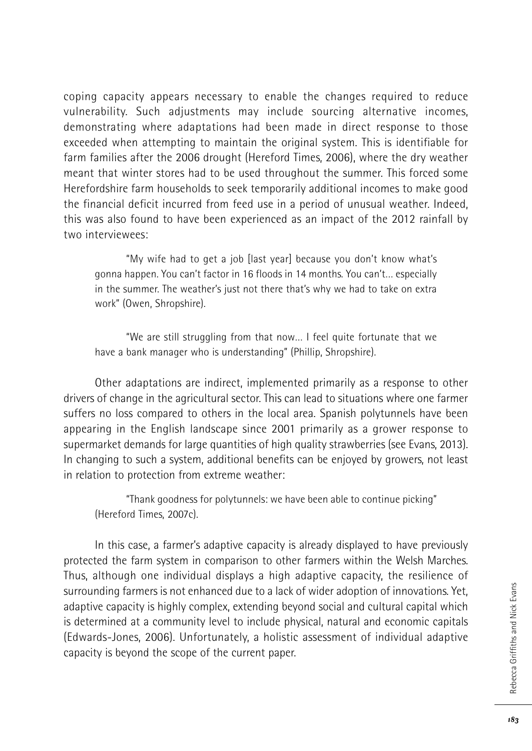coping capacity appears necessary to enable the changes required to reduce vulnerability. Such adjustments may include sourcing alternative incomes, demonstrating where adaptations had been made in direct response to those exceeded when attempting to maintain the original system. This is identifiable for farm families after the 2006 drought (Hereford Times, 2006), where the dry weather meant that winter stores had to be used throughout the summer. This forced some Herefordshire farm households to seek temporarily additional incomes to make good the financial deficit incurred from feed use in a period of unusual weather. Indeed, this was also found to have been experienced as an impact of the 2012 rainfall by two interviewees:

> "My wife had to get a job [last year] because you don't know what's gonna happen. You can't factor in 16 floods in 14 months. You can't... especially in the summer. The weather's just not there that's why we had to take on extra work" (Owen, Shropshire).

> "We are still struggling from that now... I feel quite fortunate that we have a bank manager who is understanding" (Phillip, Shropshire).

Other adaptations are indirect, implemented primarily as a response to other drivers of change in the agricultural sector. This can lead to situations where one farmer suffers no loss compared to others in the local area. Spanish polytunnels have been appearing in the English landscape since 2001 primarily as a grower response to supermarket demands for large quantities of high quality strawberries (see Evans, 2013). In changing to such a system, additional benefits can be enjoyed by growers, not least in relation to protection from extreme weather:

> "Thank goodness for polytunnels: we have been able to continue picking" (Hereford Times, 2007c).

In this case, a farmer's adaptive capacity is already displayed to have previously protected the farm system in comparison to other farmers within the Welsh Marches. Thus, although one individual displays a high adaptive capacity, the resilience of surrounding farmers is not enhanced due to a lack of wider adoption of innovations. Yet, adaptive capacity is highly complex, extending beyond social and cultural capital which is determined at a community level to include physical, natural and economic capitals (Edwards-Jones, 2006). Unfortunately, a holistic assessment of individual adaptive capacity is beyond the scope of the current paper.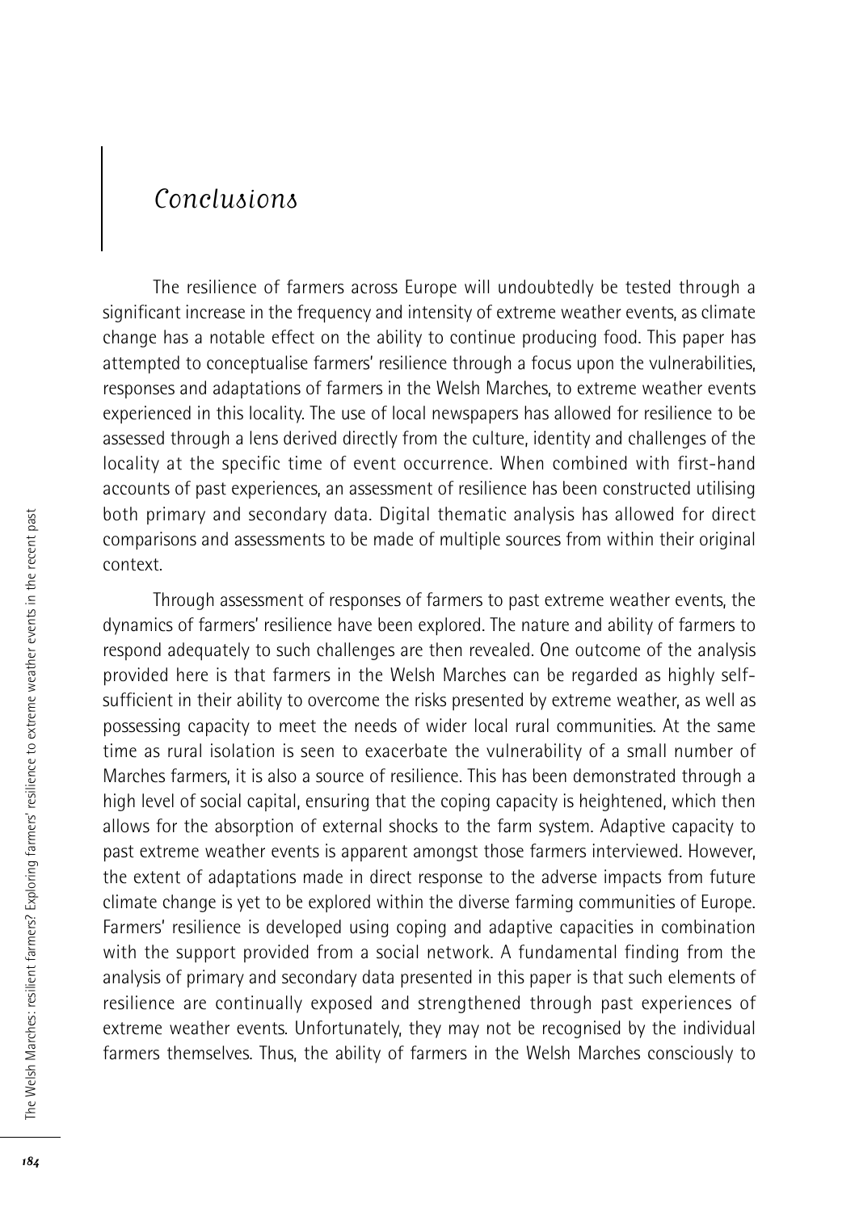## Conclusions

The resilience of farmers across Europe will undoubtedly be tested through a significant increase in the frequency and intensity of extreme weather events, as climate change has a notable effect on the ability to continue producing food. This paper has attempted to conceptualise farmers' resilience through a focus upon the vulnerabilities, responses and adaptations of farmers in the Welsh Marches, to extreme weather events experienced in this locality. The use of local newspapers has allowed for resilience to be assessed through a lens derived directly from the culture, identity and challenges of the locality at the specific time of event occurrence. When combined with first-hand accounts of past experiences, an assessment of resilience has been constructed utilising both primary and secondary data. Digital thematic analysis has allowed for direct comparisons and assessments to be made of multiple sources from within their original context.

Through assessment of responses of farmers to past extreme weather events, the dynamics of farmers' resilience have been explored. The nature and ability of farmers to respond adequately to such challenges are then revealed. One outcome of the analysis provided here is that farmers in the Welsh Marches can be regarded as highly self-sufficient in their ability to overcome the risks presented by extreme weather, as well as possessing capacity to meet the needs of wider local rural communities. At the same time as rural isolation is seen to exacerbate the vulnerability of a small number of Marches farmers, it is also a source of resilience. This has been demonstrated through a high level of social capital, ensuring that the coping capacity is heightened, which then allows for the absorption of external shocks to the farm system. Adaptive capacity to past extreme weather events is apparent amongst those farmers interviewed. However, the extent of adaptations made in direct response to the adverse impacts from future climate change is yet to be explored within the diverse farming communities of Europe. Farmers' resilience is developed using coping and adaptive capacities in combination with the support provided from a social network. A fundamental finding from the analysis of primary and secondary data presented in this paper is that such elements of resilience are continually exposed and strengthened through past experiences of extreme weather events. Unfortunately, they may not be recognised by the individual farmers themselves. Thus, the ability of farmers in the Welsh Marches consciously to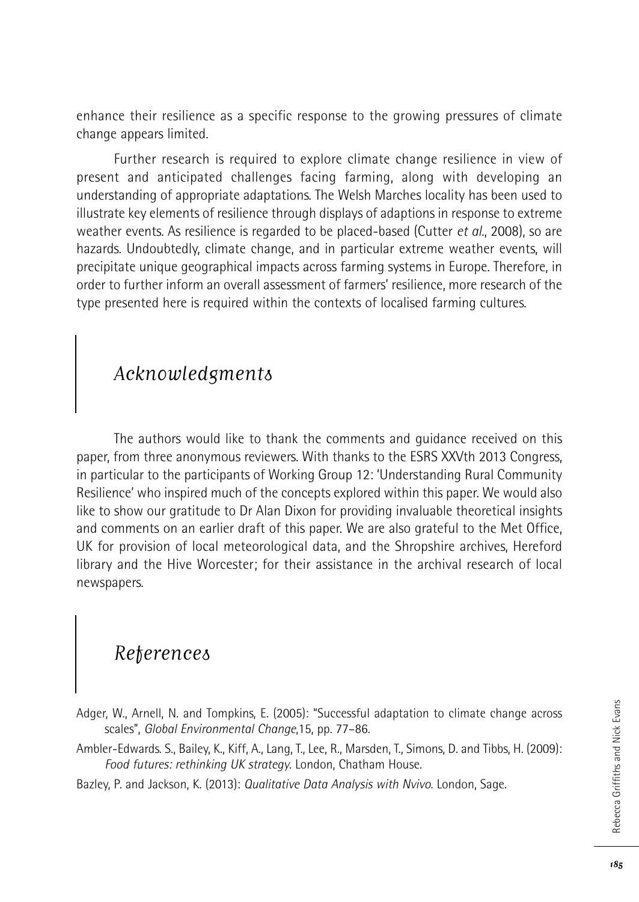enhance their resilience as a specific response to the growing pressures of climate change appears limited.

Further research is required to explore climate change resilience in view of present and anticipated challenges facing farming, along with developing an understanding of appropriate adaptations. The Welsh Marches locality has been used to illustrate key elements of resilience through displays of adaptions in response to extreme weather events. As resilience is regarded to be placed-based (Cutter *et al.*, 2008), so are hazards. Undoubtedly, climate change, and in particular extreme weather events, will precipitate unique geographical impacts across farming systems in Europe. Therefore, in order to further inform an overall assessment of farmers' resilience, more research of the type presented here is required within the contexts of localised farming cultures.

## Acknowledgments

The authors would like to thank the comments and guidance received on this paper, from three anonymous reviewers. With thanks to the ESRS XXVth 2013 Congress, in particular to the participants of Working Group 12: 'Understanding Rural Community Resilience' who inspired much of the concepts explored within this paper. We would also like to show our gratitude to Dr Alan Dixon for providing invaluable theoretical insights and comments on an earlier draft of this paper. We are also grateful to the Met Office, UK for provision of local meteorological data, and the Shropshire archives, Hereford library and the Hive Worcester; for their assistance in the archival research of local newspapers.

## References

Adger, W., Arnell, N. and Tompkins, E. (2005): "Successful adaptation to climate change across scales", *Global Environmental Change*,15, pp. 77–86.

Ambler-Edwards. S., Bailey, K., Kiff, A., Lang, T., Lee, R., Marsden, T., Simons, D. and Tibbs, H. (2009): *Food futures: rethinking UK strategy*. London, Chatham House.

Bazley, P. and Jackson, K. (2013): *Qualitative Data Analysis with Nvivo*. London, Sage.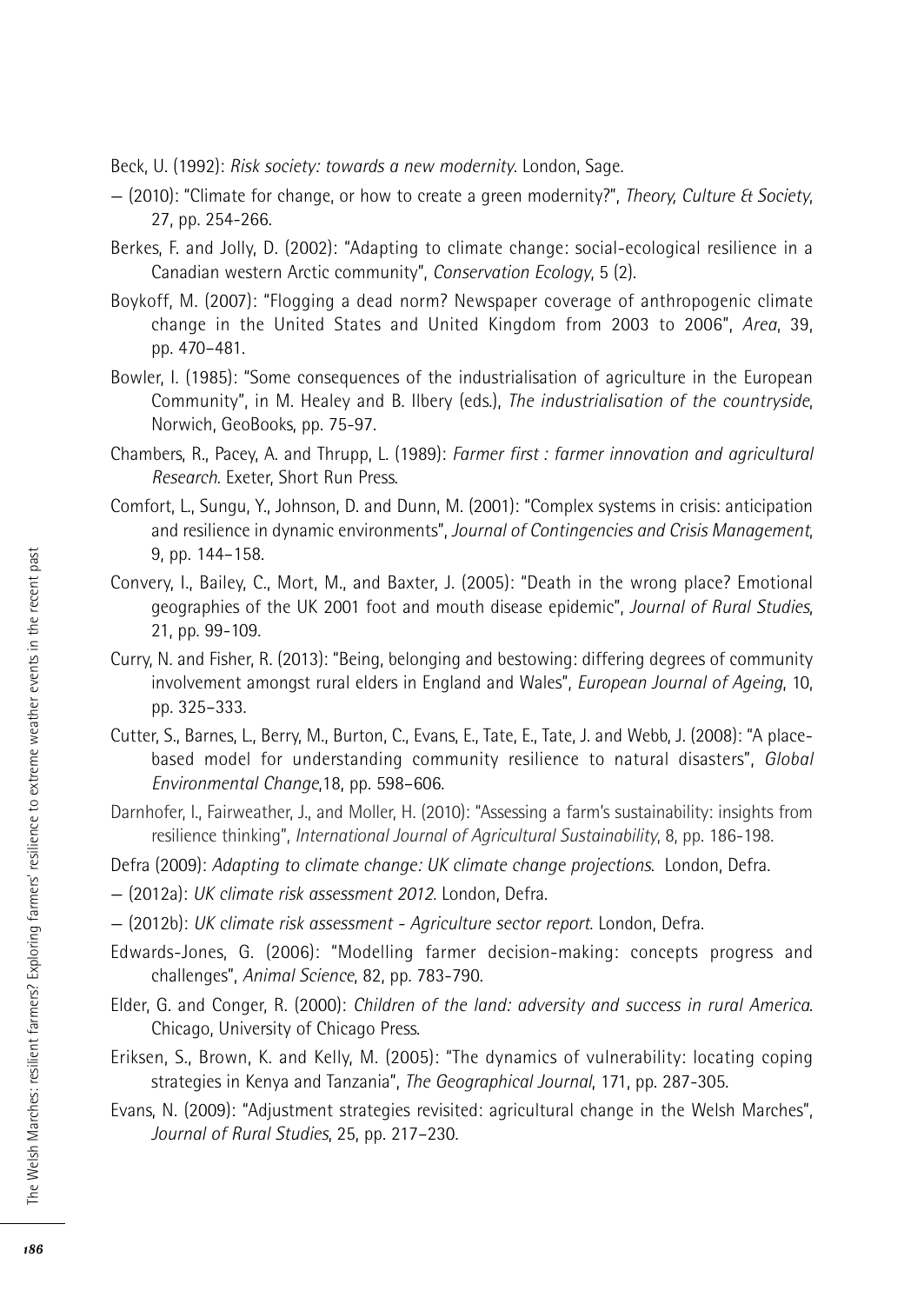Beck, U. (1992): *Risk society: towards a new modernity*. London, Sage.

— (2010): "Climate for change, or how to create a green modernity?", *Theory, Culture & Society*, 27, pp. 254-266.

Berkes, F. and Jolly, D. (2002): "Adapting to climate change: social-ecological resilience in a Canadian western Arctic community", *Conservation Ecology*, 5 (2).

Boykoff, M. (2007): "Flogging a dead norm? Newspaper coverage of anthropogenic climate change in the United States and United Kingdom from 2003 to 2006", *Area*, 39, pp. 470–481.

Bowler, I. (1985): "Some consequences of the industrialisation of agriculture in the European Community", in M. Healey and B. Ilbery (eds.), *The industrialisation of the countryside*, Norwich, GeoBooks, pp. 75-97.

Chambers, R., Pacey, A. and Thrupp, L. (1989): *Farmer first : farmer innovation and agricultural Research*. Exeter, Short Run Press.

Comfort, L., Sungu, Y., Johnson, D. and Dunn, M. (2001): "Complex systems in crisis: anticipation and resilience in dynamic environments", *Journal of Contingencies and Crisis Management*, 9, pp. 144–158.

Convery, I., Bailey, C., Mort, M., and Baxter, J. (2005): "Death in the wrong place? Emotional geographies of the UK 2001 foot and mouth disease epidemic", *Journal of Rural Studies*, 21, pp. 99-109.

Curry, N. and Fisher, R. (2013): "Being, belonging and bestowing: differing degrees of community involvement amongst rural elders in England and Wales", *European Journal of Ageing*, 10, pp. 325–333.

Cutter, S., Barnes, L., Berry, M., Burton, C., Evans, E., Tate, E., Tate, J. and Webb, J. (2008): "A place-based model for understanding community resilience to natural disasters", *Global Environmental Change*,18, pp. 598–606.

Darnhofer, I., Fairweather, J., and Moller, H. (2010): "Assessing a farm's sustainability: insights from resilience thinking", *International Journal of Agricultural Sustainability*, 8, pp. 186-198.

Defra (2009): *Adapting to climate change: UK climate change projections*. London, Defra.

— (2012a): *UK climate risk assessment 2012*. London, Defra.

— (2012b): *UK climate risk assessment - Agriculture sector report*. London, Defra.

Edwards-Jones, G. (2006): "Modelling farmer decision-making: concepts progress and challenges", *Animal Science*, 82, pp. 783-790.

Elder, G. and Conger, R. (2000): *Children of the land: adversity and success in rural America*. Chicago, University of Chicago Press.

Eriksen, S., Brown, K. and Kelly, M. (2005): "The dynamics of vulnerability: locating coping strategies in Kenya and Tanzania", *The Geographical Journal*, 171, pp. 287-305.

Evans, N. (2009): "Adjustment strategies revisited: agricultural change in the Welsh Marches", *Journal of Rural Studies*, 25, pp. 217–230.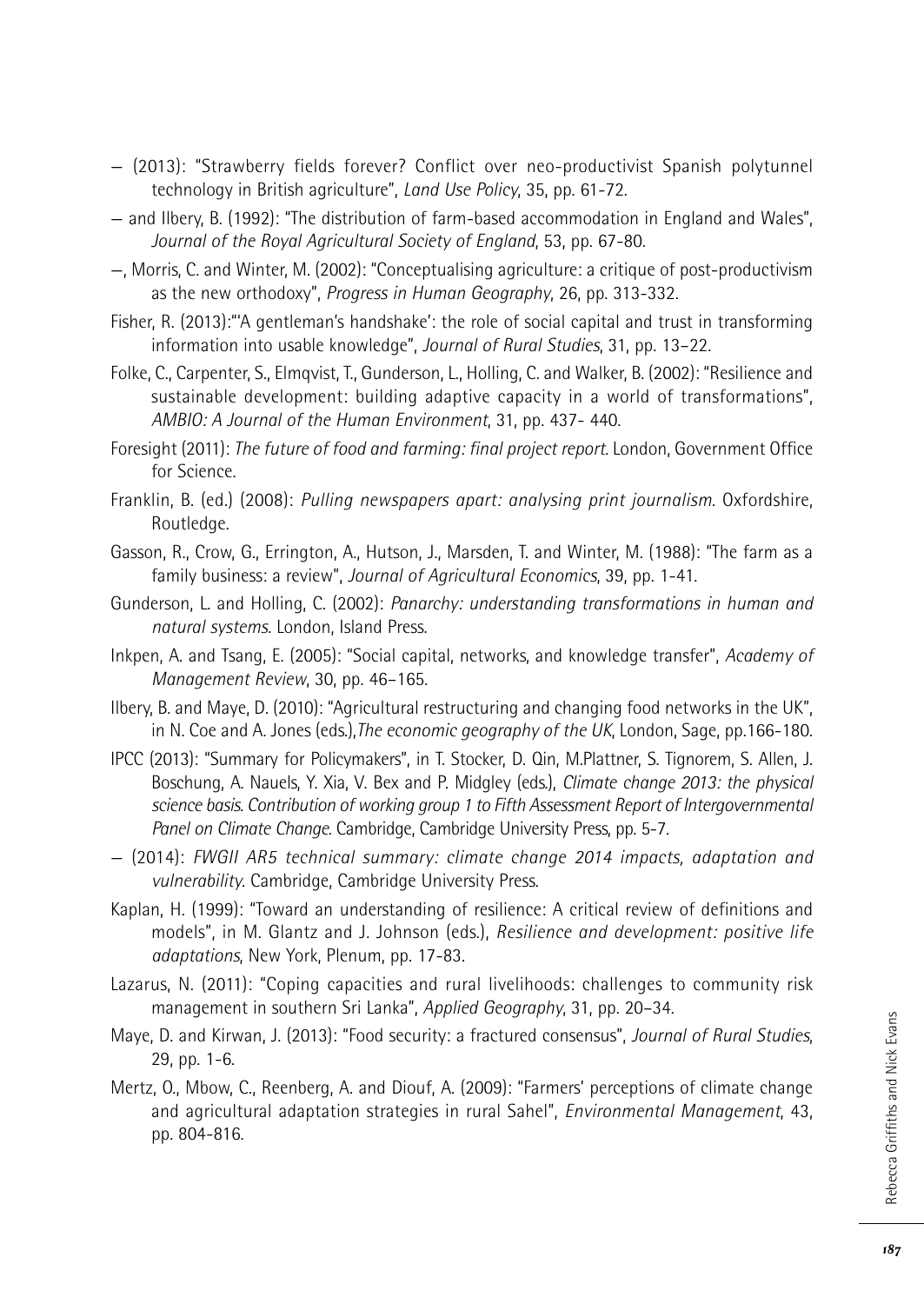— (2013): "Strawberry fields forever? Conflict over neo-productivist Spanish polytunnel technology in British agriculture", *Land Use Policy*, 35, pp. 61-72.

— and Ilbery, B. (1992): "The distribution of farm-based accommodation in England and Wales", *Journal of the Royal Agricultural Society of England*, 53, pp. 67-80.

—, Morris, C. and Winter, M. (2002): "Conceptualising agriculture: a critique of post-productivism as the new orthodoxy", *Progress in Human Geography*, 26, pp. 313-332.

Fisher, R. (2013):"'A gentleman's handshake': the role of social capital and trust in transforming information into usable knowledge", *Journal of Rural Studies*, 31, pp. 13–22.

Folke, C., Carpenter, S., Elmqvist, T., Gunderson, L., Holling, C. and Walker, B. (2002): "Resilience and sustainable development: building adaptive capacity in a world of transformations", *AMBIO: A Journal of the Human Environment*, 31, pp. 437- 440.

Foresight (2011): *The future of food and farming: final project report*. London, Government Office for Science.

Franklin, B. (ed.) (2008): *Pulling newspapers apart: analysing print journalism*. Oxfordshire, Routledge.

Gasson, R., Crow, G., Errington, A., Hutson, J., Marsden, T. and Winter, M. (1988): "The farm as a family business: a review", *Journal of Agricultural Economics*, 39, pp. 1-41.

Gunderson, L. and Holling, C. (2002): *Panarchy: understanding transformations in human and natural systems.* London, Island Press.

Inkpen, A. and Tsang, E. (2005): "Social capital, networks, and knowledge transfer", *Academy of Management Review*, 30, pp. 46–165.

Ilbery, B. and Maye, D. (2010): "Agricultural restructuring and changing food networks in the UK", in N. Coe and A. Jones (eds.),*The economic geography of the UK*, London, Sage, pp.166-180.

IPCC (2013): "Summary for Policymakers", in T. Stocker, D. Qin, M.Plattner, S. Tignorem, S. Allen, J. Boschung, A. Nauels, Y. Xia, V. Bex and P. Midgley (eds.), *Climate change 2013: the physical science basis. Contribution of working group 1 to Fifth Assessment Report of Intergovernmental Panel on Climate Change*. Cambridge, Cambridge University Press, pp. 5-7.

— (2014): *FWGII AR5 technical summary: climate change 2014 impacts, adaptation and vulnerability*. Cambridge, Cambridge University Press.

Kaplan, H. (1999): "Toward an understanding of resilience: A critical review of definitions and models", in M. Glantz and J. Johnson (eds.), *Resilience and development: positive life adaptations*, New York, Plenum, pp. 17-83.

Lazarus, N. (2011): "Coping capacities and rural livelihoods: challenges to community risk management in southern Sri Lanka", *Applied Geography*, 31, pp. 20–34.

Maye, D. and Kirwan, J. (2013): "Food security: a fractured consensus", *Journal of Rural Studies*, 29, pp. 1-6.

Mertz, O., Mbow, C., Reenberg, A. and Diouf, A. (2009): "Farmers' perceptions of climate change and agricultural adaptation strategies in rural Sahel", *Environmental Management*, 43, pp. 804-816.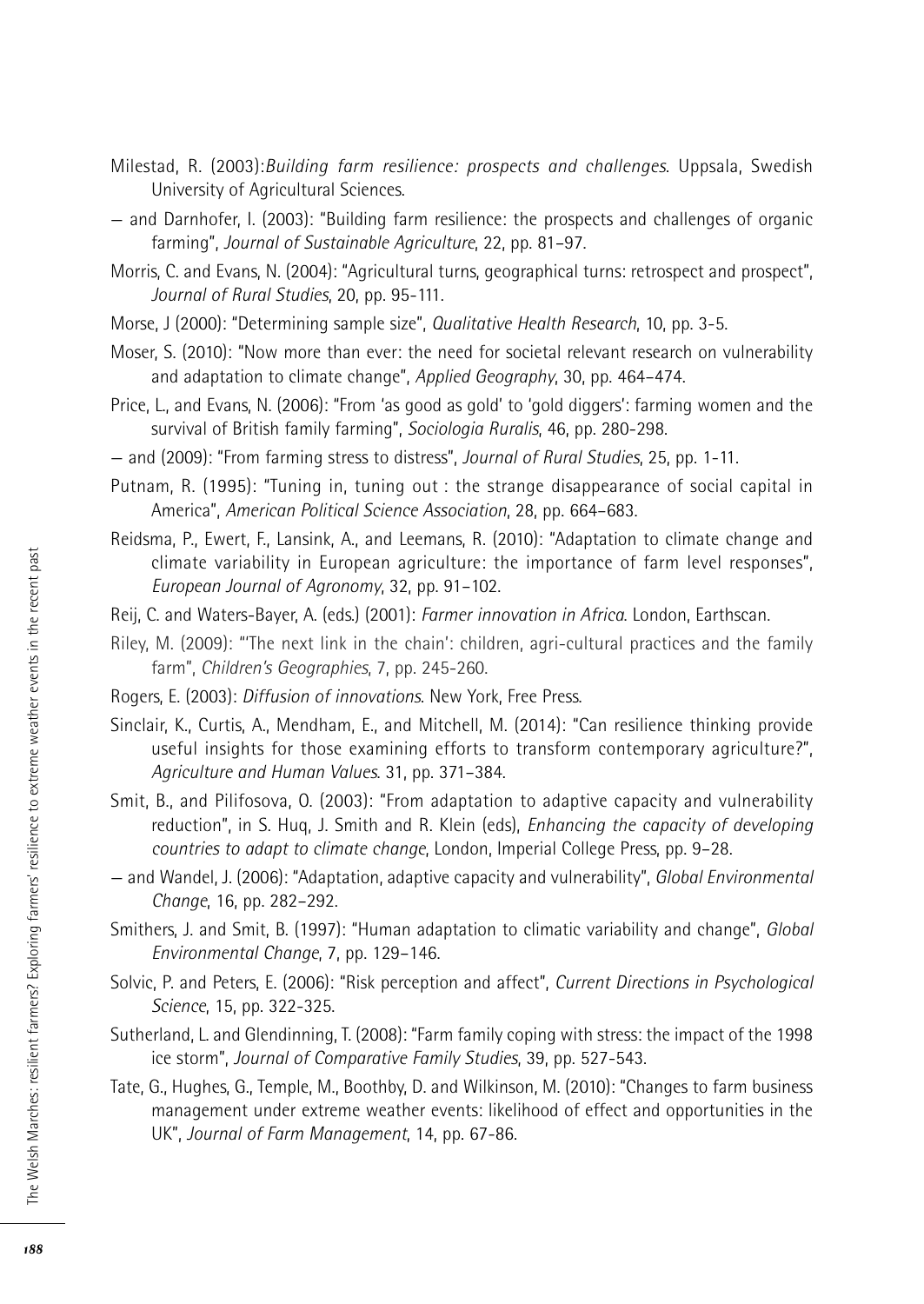Milestad, R. (2003):*Building farm resilience: prospects and challenges*. Uppsala, Swedish University of Agricultural Sciences.

— and Darnhofer, I. (2003): "Building farm resilience: the prospects and challenges of organic farming", *Journal of Sustainable Agriculture*, 22, pp. 81–97.

Morris, C. and Evans, N. (2004): "Agricultural turns, geographical turns: retrospect and prospect", *Journal of Rural Studies*, 20, pp. 95-111.

Morse, J (2000): "Determining sample size", *Qualitative Health Research*, 10, pp. 3-5.

Moser, S. (2010): "Now more than ever: the need for societal relevant research on vulnerability and adaptation to climate change", *Applied Geography*, 30, pp. 464–474.

Price, L., and Evans, N. (2006): "From 'as good as gold' to 'gold diggers': farming women and the survival of British family farming", *Sociologia Ruralis*, 46, pp. 280-298.

— and (2009): "From farming stress to distress", *Journal of Rural Studies*, 25, pp. 1-11.

Putnam, R. (1995): "Tuning in, tuning out : the strange disappearance of social capital in America", *American Political Science Association*, 28, pp. 664–683.

Reidsma, P., Ewert, F., Lansink, A., and Leemans, R. (2010): "Adaptation to climate change and climate variability in European agriculture: the importance of farm level responses", *European Journal of Agronomy*, 32, pp. 91–102.

Reij, C. and Waters-Bayer, A. (eds.) (2001): *Farmer innovation in Africa*. London, Earthscan.

Riley, M. (2009): "'The next link in the chain': children, agri-cultural practices and the family farm", *Children's Geographies*, 7, pp. 245-260.

Rogers, E. (2003): *Diffusion of innovations*. New York, Free Press.

Sinclair, K., Curtis, A., Mendham, E., and Mitchell, M. (2014): "Can resilience thinking provide useful insights for those examining efforts to transform contemporary agriculture?", *Agriculture and Human Values*. 31, pp. 371–384.

Smit, B., and Pilifosova, O. (2003): "From adaptation to adaptive capacity and vulnerability reduction", in S. Huq, J. Smith and R. Klein (eds), *Enhancing the capacity of developing countries to adapt to climate change*, London, Imperial College Press, pp. 9–28.

— and Wandel, J. (2006): "Adaptation, adaptive capacity and vulnerability", *Global Environmental Change*, 16, pp. 282–292.

Smithers, J. and Smit, B. (1997): "Human adaptation to climatic variability and change", *Global Environmental Change*, 7, pp. 129–146.

Solvic, P. and Peters, E. (2006): "Risk perception and affect", *Current Directions in Psychological Science*, 15, pp. 322-325.

Sutherland, L. and Glendinning, T. (2008): "Farm family coping with stress: the impact of the 1998 ice storm", *Journal of Comparative Family Studies*, 39, pp. 527-543.

Tate, G., Hughes, G., Temple, M., Boothby, D. and Wilkinson, M. (2010): "Changes to farm business management under extreme weather events: likelihood of effect and opportunities in the UK", *Journal of Farm Management*, 14, pp. 67-86.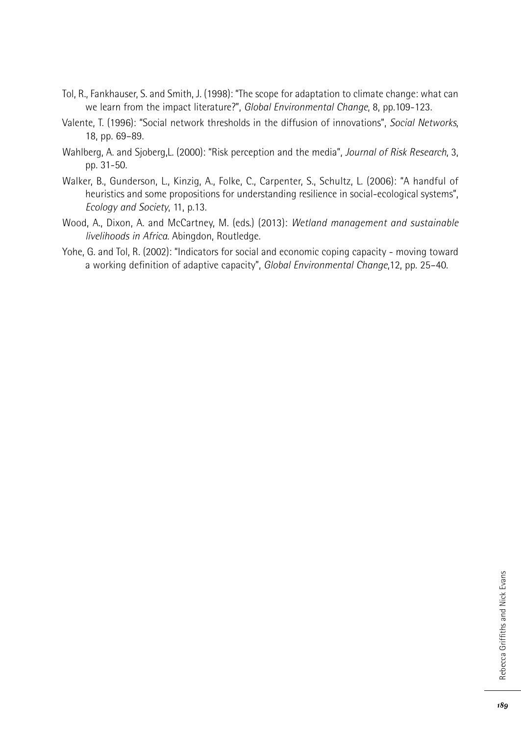Tol, R., Fankhauser, S. and Smith, J. (1998): "The scope for adaptation to climate change: what can we learn from the impact literature?", *Global Environmental Change*, 8, pp.109-123.

Valente, T. (1996): "Social network thresholds in the diffusion of innovations", *Social Networks*, 18, pp. 69–89.

Wahlberg, A. and Sjoberg,L. (2000): "Risk perception and the media", *Journal of Risk Research*, 3, pp. 31-50.

Walker, B., Gunderson, L., Kinzig, A., Folke, C., Carpenter, S., Schultz, L. (2006): "A handful of heuristics and some propositions for understanding resilience in social-ecological systems", *Ecology and Society*, 11, p.13.

Wood, A., Dixon, A. and McCartney, M. (eds.) (2013): *Wetland management and sustainable livelihoods in Africa*. Abingdon, Routledge.

Yohe, G. and Tol, R. (2002): "Indicators for social and economic coping capacity - moving toward a working definition of adaptive capacity", *Global Environmental Change*,12, pp. 25–40.